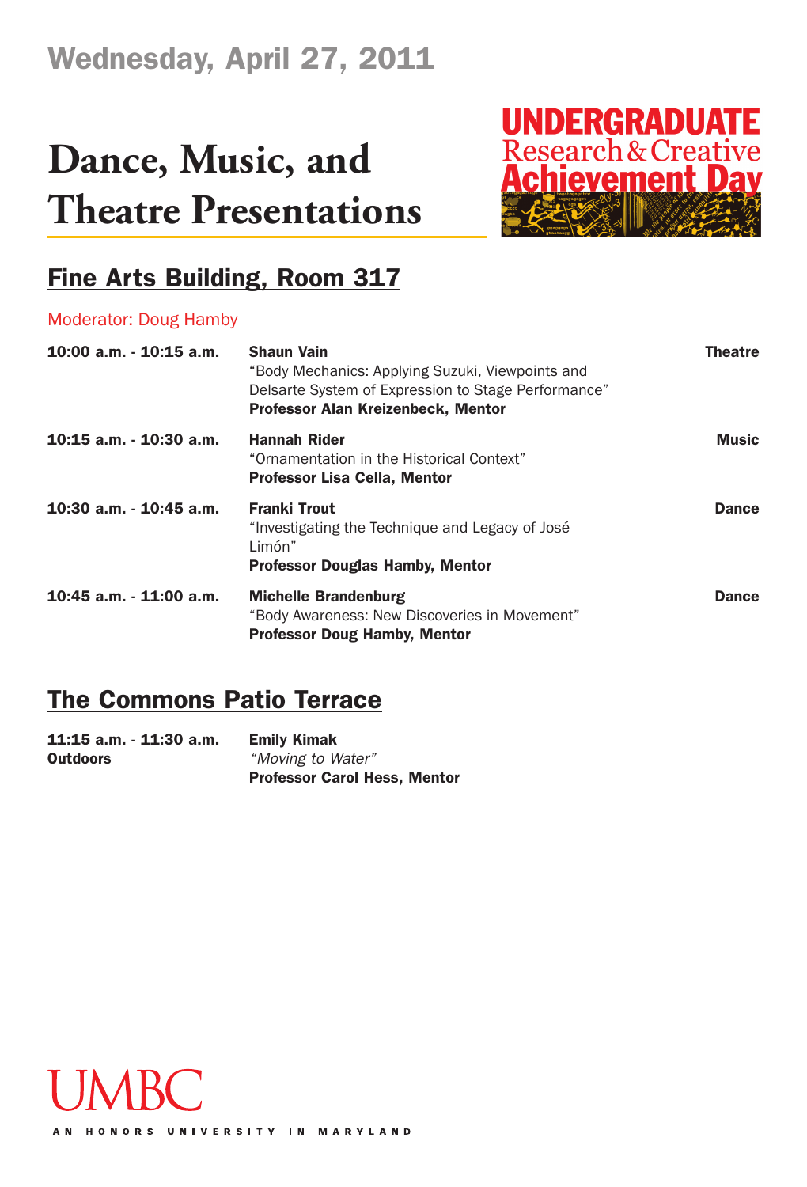Wednesday, April 27, 2011

# Dance, Music, and Theatre Presentations

UNDERGRADUATE Research & Creative Achievement Day

## Fine Arts Building, Room 317

Moderator: Doug Hamby

| | | |
|---|---|---|
| **10:00 a.m. - 10:15 a.m.** | **Shaun Vain**<br>"Body Mechanics: Applying Suzuki, Viewpoints and Delsarte System of Expression to Stage Performance"<br>**Professor Alan Kreizenbeck, Mentor** | **Theatre** |
| **10:15 a.m. - 10:30 a.m.** | **Hannah Rider**<br>"Ornamentation in the Historical Context"<br>**Professor Lisa Cella, Mentor** | **Music** |
| **10:30 a.m. - 10:45 a.m.** | **Franki Trout**<br>"Investigating the Technique and Legacy of José Limón"<br>**Professor Douglas Hamby, Mentor** | **Dance** |
| **10:45 a.m. - 11:00 a.m.** | **Michelle Brandenburg**<br>"Body Awareness: New Discoveries in Movement"<br>**Professor Doug Hamby, Mentor** | **Dance** |

## The Commons Patio Terrace

| | |
|---|---|
| **11:15 a.m. - 11:30 a.m.**<br>**Outdoors** | **Emily Kimak**<br>*"Moving to Water"*<br>**Professor Carol Hess, Mentor** |

UMBC

AN HONORS UNIVERSITY IN MARYLAND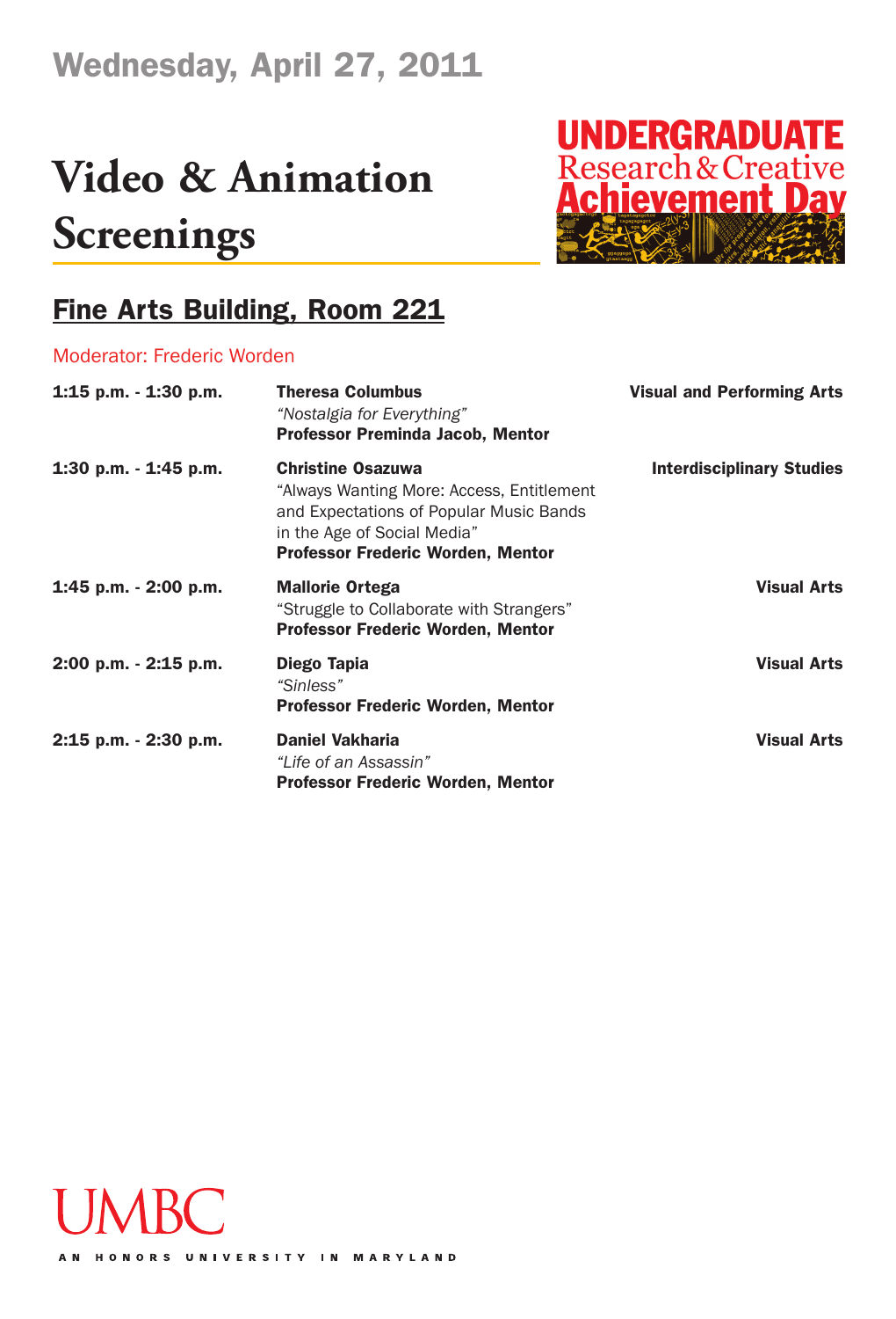Wednesday, April 27, 2011

# Video & Animation Screenings

UNDERGRADUATE Research & Creative Achievement Day

## Fine Arts Building, Room 221

Moderator: Frederic Worden

| Time | Presenter | Department |
|---|---|---|
| **1:15 p.m. - 1:30 p.m.** | **Theresa Columbus**<br>*"Nostalgia for Everything"*<br>**Professor Preminda Jacob, Mentor** | **Visual and Performing Arts** |
| **1:30 p.m. - 1:45 p.m.** | **Christine Osazuwa**<br>"Always Wanting More: Access, Entitlement and Expectations of Popular Music Bands in the Age of Social Media"<br>**Professor Frederic Worden, Mentor** | **Interdisciplinary Studies** |
| **1:45 p.m. - 2:00 p.m.** | **Mallorie Ortega**<br>"Struggle to Collaborate with Strangers"<br>**Professor Frederic Worden, Mentor** | **Visual Arts** |
| **2:00 p.m. - 2:15 p.m.** | **Diego Tapia**<br>*"Sinless"*<br>**Professor Frederic Worden, Mentor** | **Visual Arts** |
| **2:15 p.m. - 2:30 p.m.** | **Daniel Vakharia**<br>*"Life of an Assassin"*<br>**Professor Frederic Worden, Mentor** | **Visual Arts** |

UMBC

AN HONORS UNIVERSITY IN MARYLAND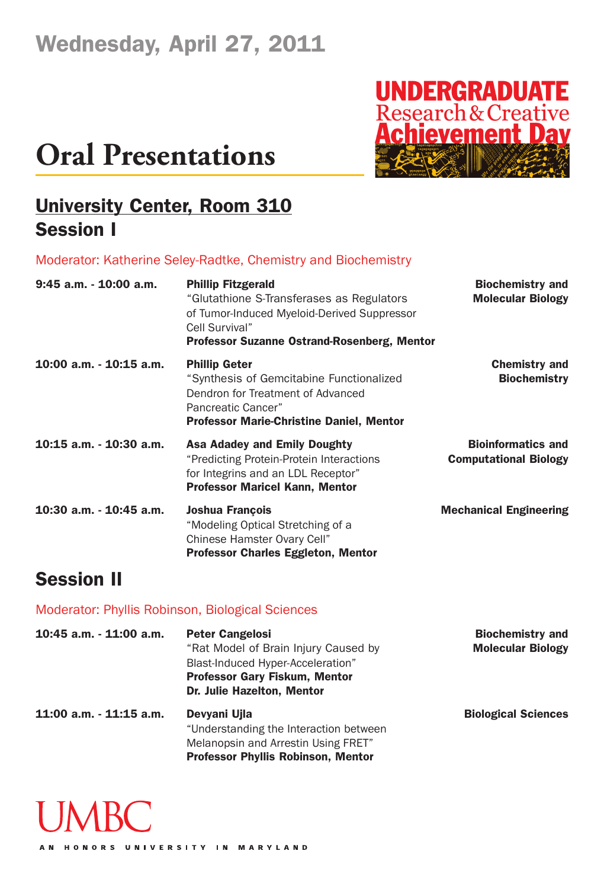# Wednesday, April 27, 2011

# Oral Presentations

UNDERGRADUATE Research & Creative Achievement Day

## University Center, Room 310

## Session I

Moderator: Katherine Seley-Radtke, Chemistry and Biochemistry

| Time | Presentation | Department |
|---|---|---|
| 9:45 a.m. - 10:00 a.m. | **Phillip Fitzgerald**<br>"Glutathione S-Transferases as Regulators of Tumor-Induced Myeloid-Derived Suppressor Cell Survival"<br>**Professor Suzanne Ostrand-Rosenberg, Mentor** | **Biochemistry and Molecular Biology** |
| 10:00 a.m. - 10:15 a.m. | **Phillip Geter**<br>"Synthesis of Gemcitabine Functionalized Dendron for Treatment of Advanced Pancreatic Cancer"<br>**Professor Marie-Christine Daniel, Mentor** | **Chemistry and Biochemistry** |
| 10:15 a.m. - 10:30 a.m. | **Asa Adadey and Emily Doughty**<br>"Predicting Protein-Protein Interactions for Integrins and an LDL Receptor"<br>**Professor Maricel Kann, Mentor** | **Bioinformatics and Computational Biology** |
| 10:30 a.m. - 10:45 a.m. | **Joshua François**<br>"Modeling Optical Stretching of a Chinese Hamster Ovary Cell"<br>**Professor Charles Eggleton, Mentor** | **Mechanical Engineering** |

## Session II

Moderator: Phyllis Robinson, Biological Sciences

| Time | Presentation | Department |
|---|---|---|
| 10:45 a.m. - 11:00 a.m. | **Peter Cangelosi**<br>"Rat Model of Brain Injury Caused by Blast-Induced Hyper-Acceleration"<br>**Professor Gary Fiskum, Mentor**<br>**Dr. Julie Hazelton, Mentor** | **Biochemistry and Molecular Biology** |
| 11:00 a.m. - 11:15 a.m. | **Devyani Ujla**<br>"Understanding the Interaction between Melanopsin and Arrestin Using FRET"<br>**Professor Phyllis Robinson, Mentor** | **Biological Sciences** |

UMBC

AN HONORS UNIVERSITY IN MARYLAND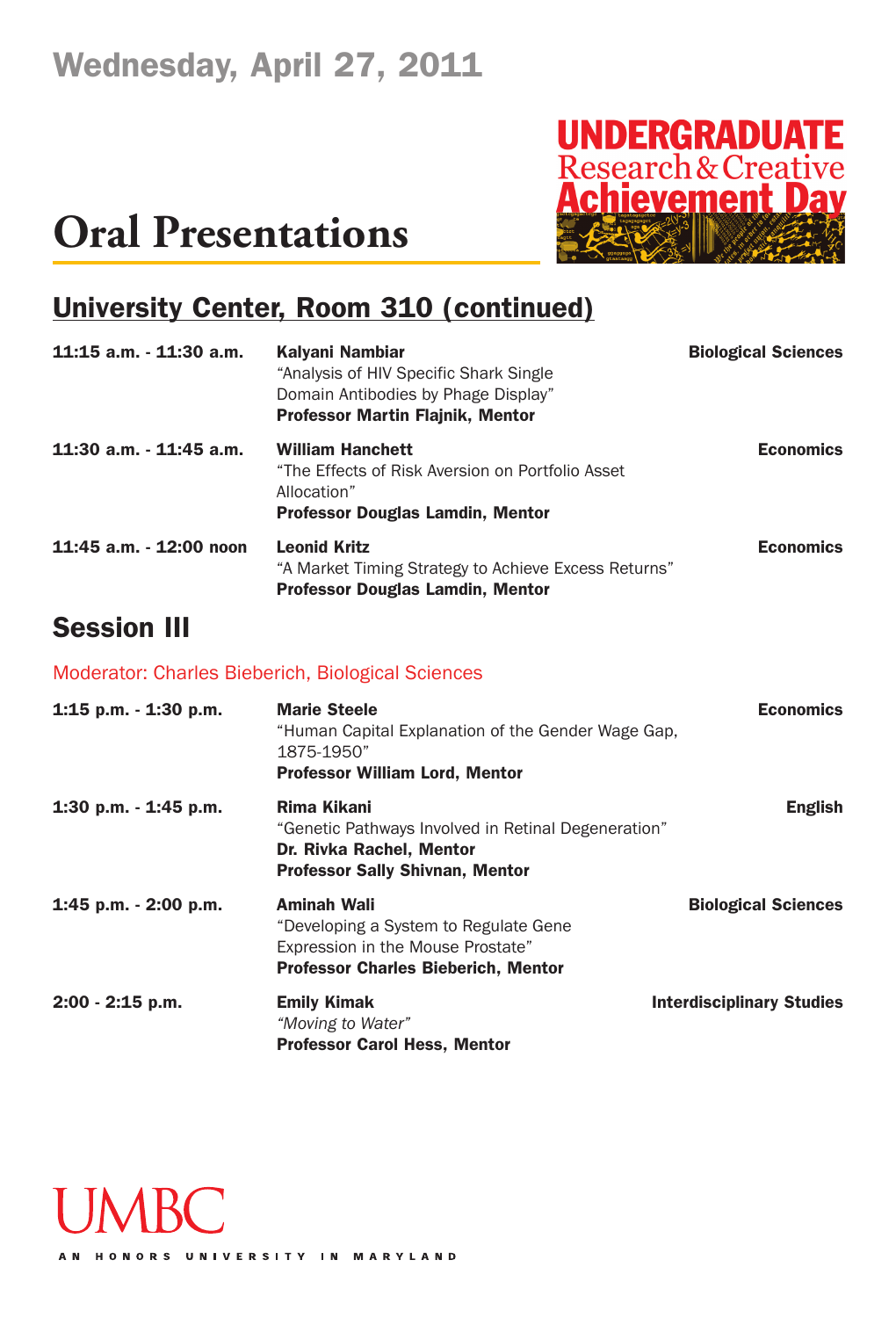# Wednesday, April 27, 2011

UNDERGRADUATE Research & Creative Achievement Day

# Oral Presentations

## University Center, Room 310 (continued)

| | | |
|---|---|---|
| **11:15 a.m. - 11:30 a.m.** | **Kalyani Nambiar**<br>"Analysis of HIV Specific Shark Single Domain Antibodies by Phage Display"<br>**Professor Martin Flajnik, Mentor** | **Biological Sciences** |
| **11:30 a.m. - 11:45 a.m.** | **William Hanchett**<br>"The Effects of Risk Aversion on Portfolio Asset Allocation"<br>**Professor Douglas Lamdin, Mentor** | **Economics** |
| **11:45 a.m. - 12:00 noon** | **Leonid Kritz**<br>"A Market Timing Strategy to Achieve Excess Returns"<br>**Professor Douglas Lamdin, Mentor** | **Economics** |

## Session III

Moderator: Charles Bieberich, Biological Sciences

| | | |
|---|---|---|
| **1:15 p.m. - 1:30 p.m.** | **Marie Steele**<br>"Human Capital Explanation of the Gender Wage Gap, 1875-1950"<br>**Professor William Lord, Mentor** | **Economics** |
| **1:30 p.m. - 1:45 p.m.** | **Rima Kikani**<br>"Genetic Pathways Involved in Retinal Degeneration"<br>**Dr. Rivka Rachel, Mentor**<br>**Professor Sally Shivnan, Mentor** | **English** |
| **1:45 p.m. - 2:00 p.m.** | **Aminah Wali**<br>"Developing a System to Regulate Gene Expression in the Mouse Prostate"<br>**Professor Charles Bieberich, Mentor** | **Biological Sciences** |
| **2:00 - 2:15 p.m.** | **Emily Kimak**<br>*"Moving to Water"*<br>**Professor Carol Hess, Mentor** | **Interdisciplinary Studies** |

UMBC

AN HONORS UNIVERSITY IN MARYLAND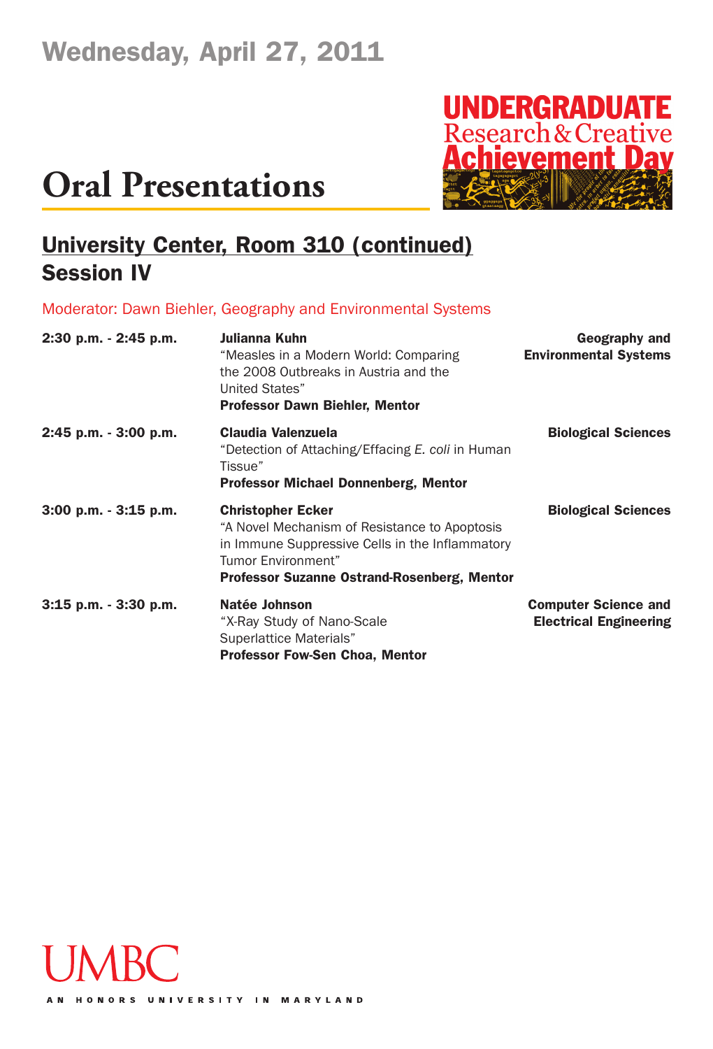# Wednesday, April 27, 2011

# Oral Presentations

UNDERGRADUATE Research & Creative Achievement Day

## University Center, Room 310 (continued)

## Session IV

Moderator: Dawn Biehler, Geography and Environmental Systems

| | | |
|---|---|---|
| **2:30 p.m. - 2:45 p.m.** | **Julianna Kuhn**<br>"Measles in a Modern World: Comparing the 2008 Outbreaks in Austria and the United States"<br>**Professor Dawn Biehler, Mentor** | **Geography and Environmental Systems** |
| **2:45 p.m. - 3:00 p.m.** | **Claudia Valenzuela**<br>"Detection of Attaching/Effacing *E. coli* in Human Tissue"<br>**Professor Michael Donnenberg, Mentor** | **Biological Sciences** |
| **3:00 p.m. - 3:15 p.m.** | **Christopher Ecker**<br>"A Novel Mechanism of Resistance to Apoptosis in Immune Suppressive Cells in the Inflammatory Tumor Environment"<br>**Professor Suzanne Ostrand-Rosenberg, Mentor** | **Biological Sciences** |
| **3:15 p.m. - 3:30 p.m.** | **Natée Johnson**<br>"X-Ray Study of Nano-Scale Superlattice Materials"<br>**Professor Fow-Sen Choa, Mentor** | **Computer Science and Electrical Engineering** |

UMBC

AN HONORS UNIVERSITY IN MARYLAND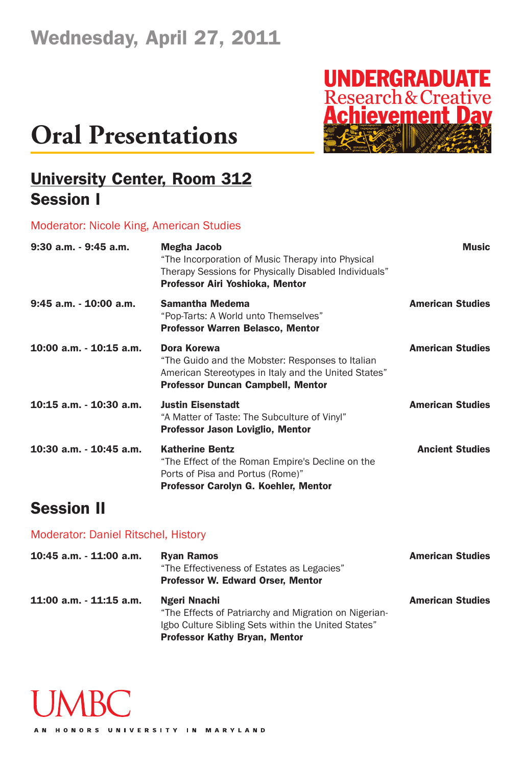Wednesday, April 27, 2011

UNDERGRADUATE Research & Creative Achievement Day

# Oral Presentations

## University Center, Room 312

## Session I

Moderator: Nicole King, American Studies

| Time | Presentation | Department |
|---|---|---|
| 9:30 a.m. - 9:45 a.m. | **Megha Jacob**<br>"The Incorporation of Music Therapy into Physical Therapy Sessions for Physically Disabled Individuals"<br>**Professor Airi Yoshioka, Mentor** | **Music** |
| 9:45 a.m. - 10:00 a.m. | **Samantha Medema**<br>"Pop-Tarts: A World unto Themselves"<br>**Professor Warren Belasco, Mentor** | **American Studies** |
| 10:00 a.m. - 10:15 a.m. | **Dora Korewa**<br>"The Guido and the Mobster: Responses to Italian American Stereotypes in Italy and the United States"<br>**Professor Duncan Campbell, Mentor** | **American Studies** |
| 10:15 a.m. - 10:30 a.m. | **Justin Eisenstadt**<br>"A Matter of Taste: The Subculture of Vinyl"<br>**Professor Jason Loviglio, Mentor** | **American Studies** |
| 10:30 a.m. - 10:45 a.m. | **Katherine Bentz**<br>"The Effect of the Roman Empire's Decline on the Ports of Pisa and Portus (Rome)"<br>**Professor Carolyn G. Koehler, Mentor** | **Ancient Studies** |

## Session II

Moderator: Daniel Ritschel, History

| Time | Presentation | Department |
|---|---|---|
| 10:45 a.m. - 11:00 a.m. | **Ryan Ramos**<br>"The Effectiveness of Estates as Legacies"<br>**Professor W. Edward Orser, Mentor** | **American Studies** |
| 11:00 a.m. - 11:15 a.m. | **Ngeri Nnachi**<br>"The Effects of Patriarchy and Migration on Nigerian-Igbo Culture Sibling Sets within the United States"<br>**Professor Kathy Bryan, Mentor** | **American Studies** |

UMBC

AN HONORS UNIVERSITY IN MARYLAND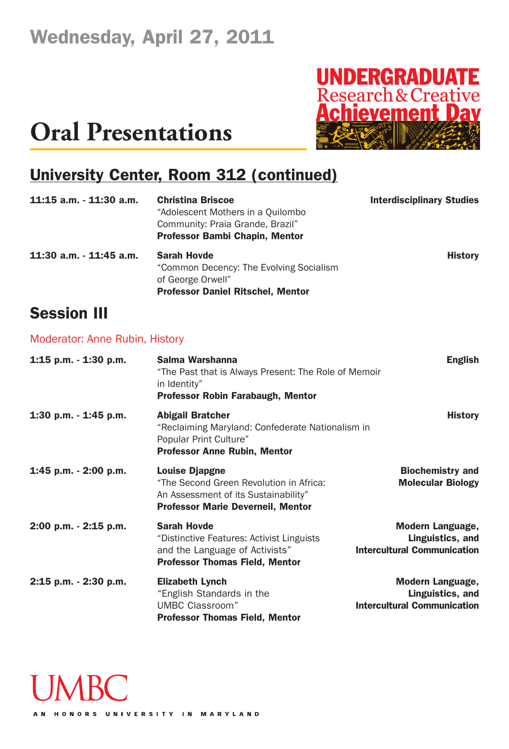# Wednesday, April 27, 2011

UNDERGRADUATE Research & Creative Achievement Day

# Oral Presentations

## University Center, Room 312 (continued)

| | | |
|---|---|---|
| **11:15 a.m. - 11:30 a.m.** | **Christina Briscoe**<br>"Adolescent Mothers in a Quilombo Community: Praia Grande, Brazil"<br>**Professor Bambi Chapin, Mentor** | **Interdisciplinary Studies** |
| **11:30 a.m. - 11:45 a.m.** | **Sarah Hovde**<br>"Common Decency: The Evolving Socialism of George Orwell"<br>**Professor Daniel Ritschel, Mentor** | **History** |

## Session III

Moderator: Anne Rubin, History

| | | |
|---|---|---|
| **1:15 p.m. - 1:30 p.m.** | **Salma Warshanna**<br>"The Past that is Always Present: The Role of Memoir in Identity"<br>**Professor Robin Farabaugh, Mentor** | **English** |
| **1:30 p.m. - 1:45 p.m.** | **Abigail Bratcher**<br>"Reclaiming Maryland: Confederate Nationalism in Popular Print Culture"<br>**Professor Anne Rubin, Mentor** | **History** |
| **1:45 p.m. - 2:00 p.m.** | **Louise Djapgne**<br>"The Second Green Revolution in Africa: An Assessment of its Sustainability"<br>**Professor Marie Deverneil, Mentor** | **Biochemistry and Molecular Biology** |
| **2:00 p.m. - 2:15 p.m.** | **Sarah Hovde**<br>"Distinctive Features: Activist Linguists and the Language of Activists"<br>**Professor Thomas Field, Mentor** | **Modern Language, Linguistics, and Intercultural Communication** |
| **2:15 p.m. - 2:30 p.m.** | **Elizabeth Lynch**<br>"English Standards in the UMBC Classroom"<br>**Professor Thomas Field, Mentor** | **Modern Language, Linguistics, and Intercultural Communication** |

UMBC

AN HONORS UNIVERSITY IN MARYLAND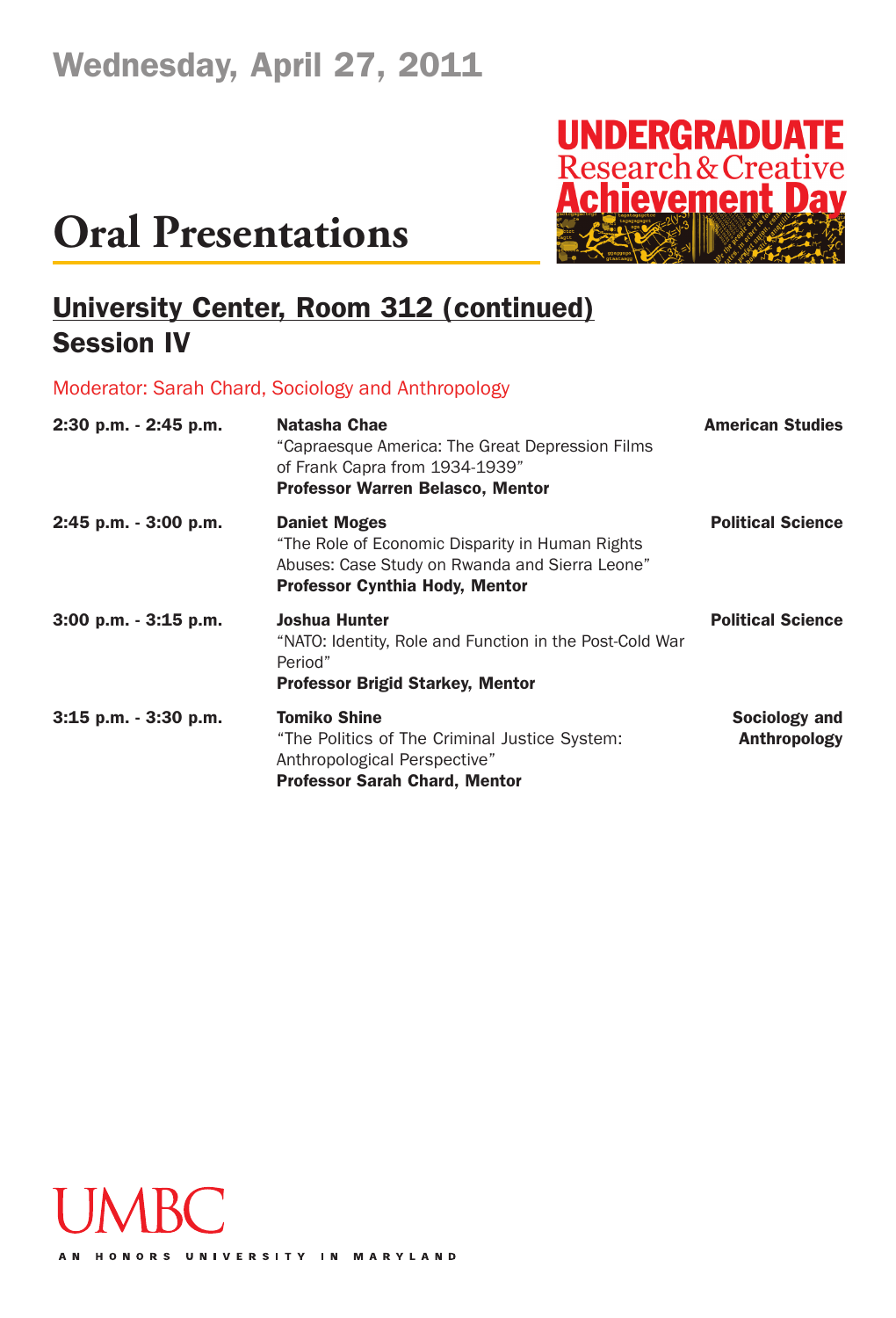Wednesday, April 27, 2011

# Oral Presentations

## University Center, Room 312 (continued)
## Session IV

Moderator: Sarah Chard, Sociology and Anthropology

| | | |
|---|---|---|
| **2:30 p.m. - 2:45 p.m.** | **Natasha Chae**<br>"Capraesque America: The Great Depression Films of Frank Capra from 1934-1939"<br>**Professor Warren Belasco, Mentor** | **American Studies** |
| **2:45 p.m. - 3:00 p.m.** | **Daniet Moges**<br>"The Role of Economic Disparity in Human Rights Abuses: Case Study on Rwanda and Sierra Leone"<br>**Professor Cynthia Hody, Mentor** | **Political Science** |
| **3:00 p.m. - 3:15 p.m.** | **Joshua Hunter**<br>"NATO: Identity, Role and Function in the Post-Cold War Period"<br>**Professor Brigid Starkey, Mentor** | **Political Science** |
| **3:15 p.m. - 3:30 p.m.** | **Tomiko Shine**<br>"The Politics of The Criminal Justice System: Anthropological Perspective"<br>**Professor Sarah Chard, Mentor** | **Sociology and Anthropology** |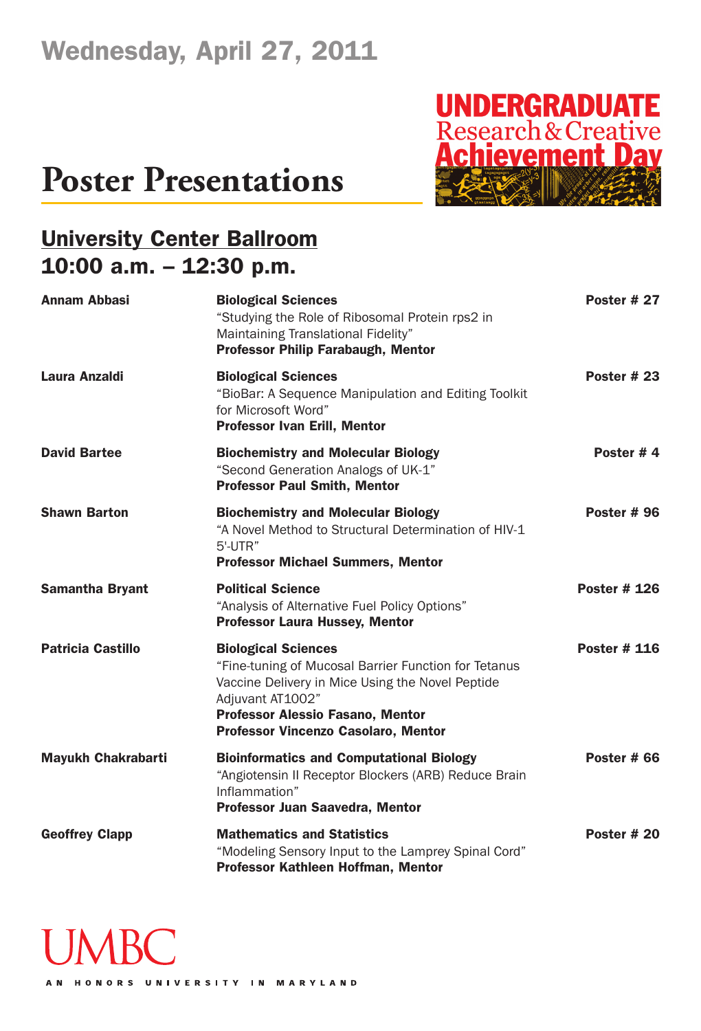# Wednesday, April 27, 2011

## Poster Presentations

UNDERGRADUATE Research & Creative Achievement Day

### University Center Ballroom
### 10:00 a.m. – 12:30 p.m.

**Annam Abbasi** — **Biological Sciences** — **Poster # 27**
"Studying the Role of Ribosomal Protein rps2 in Maintaining Translational Fidelity"
**Professor Philip Farabaugh, Mentor**

**Laura Anzaldi** — **Biological Sciences** — **Poster # 23**
"BioBar: A Sequence Manipulation and Editing Toolkit for Microsoft Word"
**Professor Ivan Erill, Mentor**

**David Bartee** — **Biochemistry and Molecular Biology** — **Poster # 4**
"Second Generation Analogs of UK-1"
**Professor Paul Smith, Mentor**

**Shawn Barton** — **Biochemistry and Molecular Biology** — **Poster # 96**
"A Novel Method to Structural Determination of HIV-1 5'-UTR"
**Professor Michael Summers, Mentor**

**Samantha Bryant** — **Political Science** — **Poster # 126**
"Analysis of Alternative Fuel Policy Options"
**Professor Laura Hussey, Mentor**

**Patricia Castillo** — **Biological Sciences** — **Poster # 116**
"Fine-tuning of Mucosal Barrier Function for Tetanus Vaccine Delivery in Mice Using the Novel Peptide Adjuvant AT1002"
**Professor Alessio Fasano, Mentor**
**Professor Vincenzo Casolaro, Mentor**

**Mayukh Chakrabarti** — **Bioinformatics and Computational Biology** — **Poster # 66**
"Angiotensin II Receptor Blockers (ARB) Reduce Brain Inflammation"
**Professor Juan Saavedra, Mentor**

**Geoffrey Clapp** — **Mathematics and Statistics** — **Poster # 20**
"Modeling Sensory Input to the Lamprey Spinal Cord"
**Professor Kathleen Hoffman, Mentor**

UMBC
AN HONORS UNIVERSITY IN MARYLAND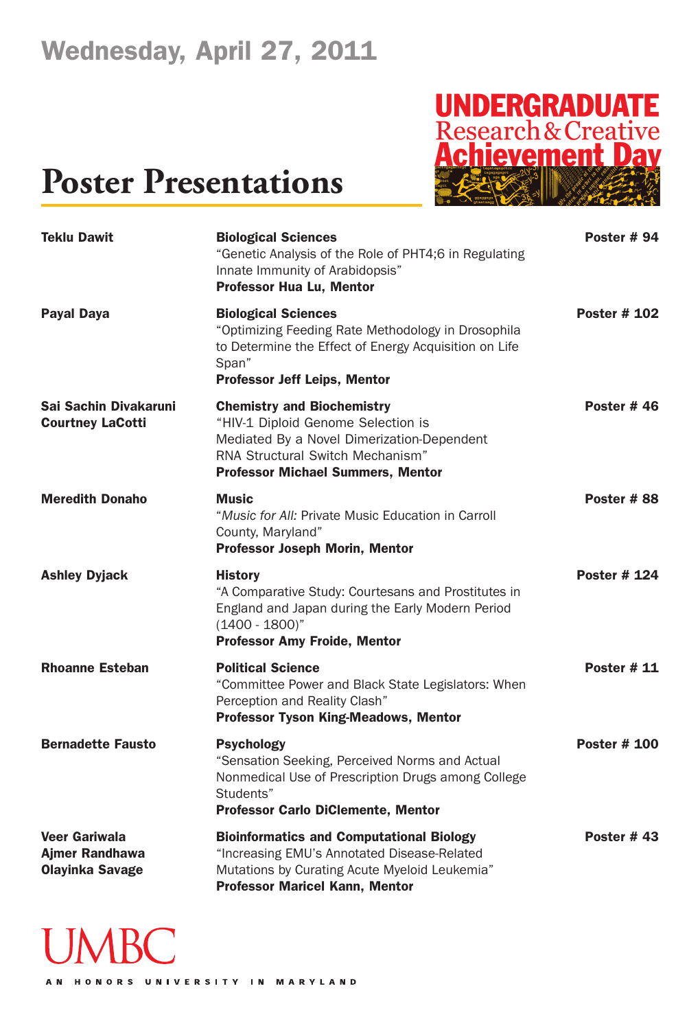Wednesday, April 27, 2011

# Poster Presentations

UNDERGRADUATE Research & Creative Achievement Day

**Teklu Dawit**
**Biological Sciences**
"Genetic Analysis of the Role of PHT4;6 in Regulating Innate Immunity of Arabidopsis"
**Professor Hua Lu, Mentor**
**Poster # 94**

**Payal Daya**
**Biological Sciences**
"Optimizing Feeding Rate Methodology in Drosophila to Determine the Effect of Energy Acquisition on Life Span"
**Professor Jeff Leips, Mentor**
**Poster # 102**

**Sai Sachin Divakaruni**
**Courtney LaCotti**
**Chemistry and Biochemistry**
"HIV-1 Diploid Genome Selection is Mediated By a Novel Dimerization-Dependent RNA Structural Switch Mechanism"
**Professor Michael Summers, Mentor**
**Poster # 46**

**Meredith Donaho**
**Music**
"*Music for All:* Private Music Education in Carroll County, Maryland"
**Professor Joseph Morin, Mentor**
**Poster # 88**

**Ashley Dyjack**
**History**
"A Comparative Study: Courtesans and Prostitutes in England and Japan during the Early Modern Period (1400 - 1800)"
**Professor Amy Froide, Mentor**
**Poster # 124**

**Rhoanne Esteban**
**Political Science**
"Committee Power and Black State Legislators: When Perception and Reality Clash"
**Professor Tyson King-Meadows, Mentor**
**Poster # 11**

**Bernadette Fausto**
**Psychology**
"Sensation Seeking, Perceived Norms and Actual Nonmedical Use of Prescription Drugs among College Students"
**Professor Carlo DiClemente, Mentor**
**Poster # 100**

**Veer Gariwala**
**Ajmer Randhawa**
**Olayinka Savage**
**Bioinformatics and Computational Biology**
"Increasing EMU's Annotated Disease-Related Mutations by Curating Acute Myeloid Leukemia"
**Professor Maricel Kann, Mentor**
**Poster # 43**

UMBC
AN HONORS UNIVERSITY IN MARYLAND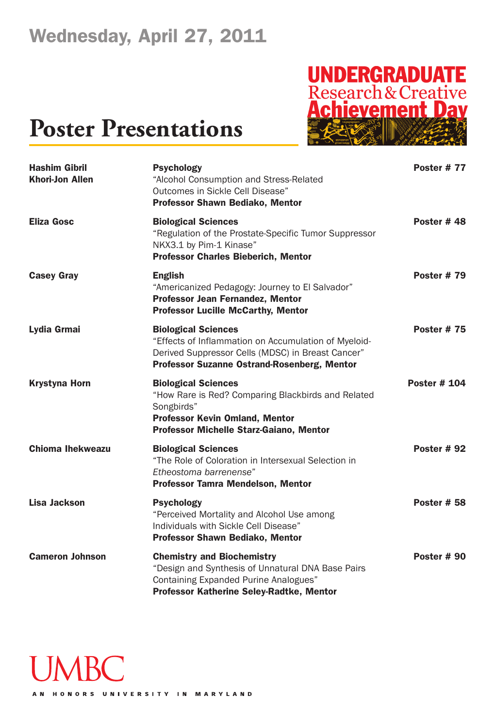# Wednesday, April 27, 2011

UNDERGRADUATE Research & Creative Achievement Day

## Poster Presentations

| | | |
|---|---|---|
| **Hashim Gibril**<br>**Khori-Jon Allen** | **Psychology**<br>"Alcohol Consumption and Stress-Related Outcomes in Sickle Cell Disease"<br>**Professor Shawn Bediako, Mentor** | **Poster # 77** |
| **Eliza Gosc** | **Biological Sciences**<br>"Regulation of the Prostate-Specific Tumor Suppressor NKX3.1 by Pim-1 Kinase"<br>**Professor Charles Bieberich, Mentor** | **Poster # 48** |
| **Casey Gray** | **English**<br>"Americanized Pedagogy: Journey to El Salvador"<br>**Professor Jean Fernandez, Mentor**<br>**Professor Lucille McCarthy, Mentor** | **Poster # 79** |
| **Lydia Grmai** | **Biological Sciences**<br>"Effects of Inflammation on Accumulation of Myeloid-Derived Suppressor Cells (MDSC) in Breast Cancer"<br>**Professor Suzanne Ostrand-Rosenberg, Mentor** | **Poster # 75** |
| **Krystyna Horn** | **Biological Sciences**<br>"How Rare is Red? Comparing Blackbirds and Related Songbirds"<br>**Professor Kevin Omland, Mentor**<br>**Professor Michelle Starz-Gaiano, Mentor** | **Poster # 104** |
| **Chioma Ihekweazu** | **Biological Sciences**<br>"The Role of Coloration in Intersexual Selection in *Etheostoma barrenense*"<br>**Professor Tamra Mendelson, Mentor** | **Poster # 92** |
| **Lisa Jackson** | **Psychology**<br>"Perceived Mortality and Alcohol Use among Individuals with Sickle Cell Disease"<br>**Professor Shawn Bediako, Mentor** | **Poster # 58** |
| **Cameron Johnson** | **Chemistry and Biochemistry**<br>"Design and Synthesis of Unnatural DNA Base Pairs Containing Expanded Purine Analogues"<br>**Professor Katherine Seley-Radtke, Mentor** | **Poster # 90** |

UMBC

AN HONORS UNIVERSITY IN MARYLAND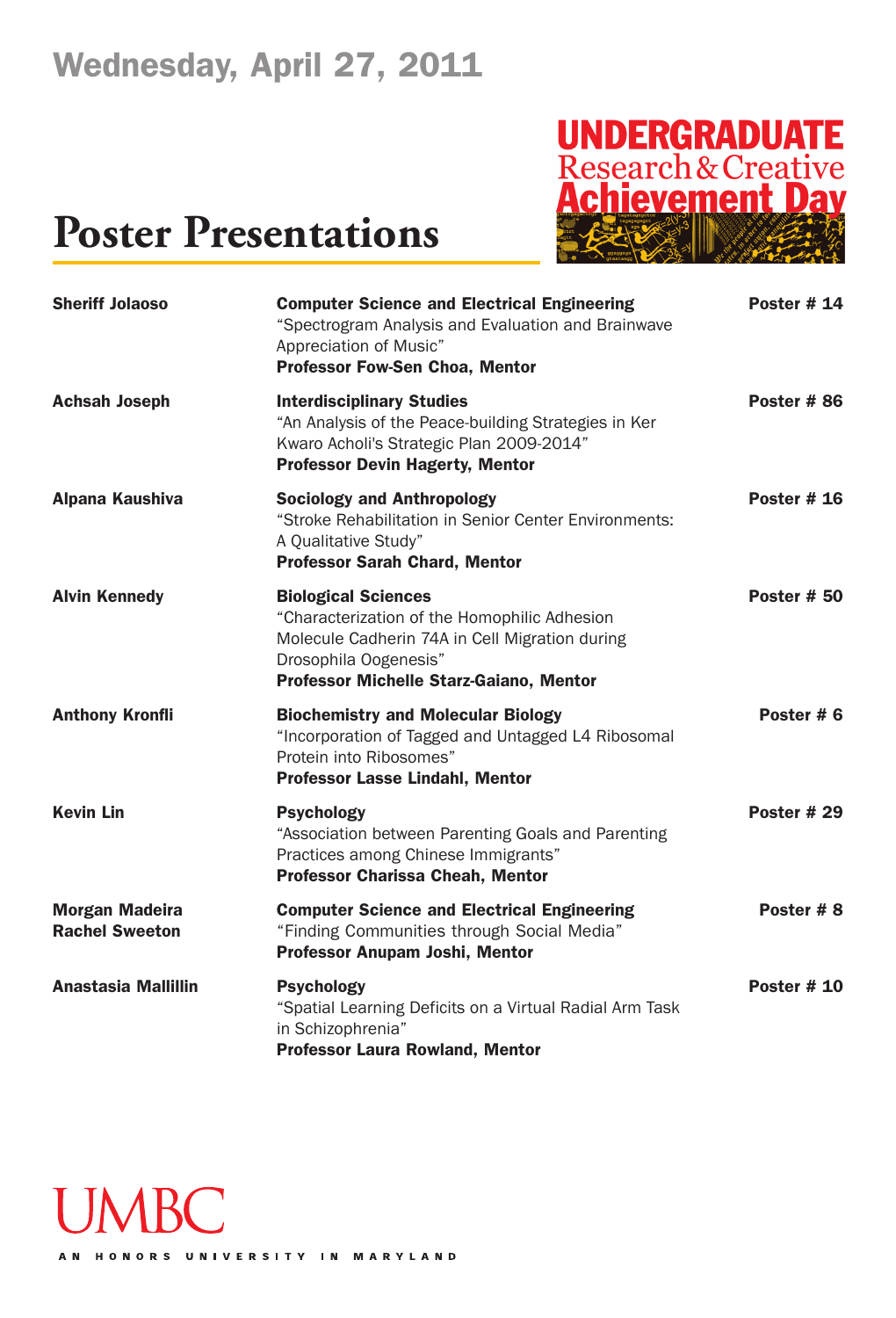# Wednesday, April 27, 2011

# Poster Presentations

**UNDERGRADUATE Research & Creative Achievement Day**

**Sheriff Jolaoso**
**Computer Science and Electrical Engineering**
"Spectrogram Analysis and Evaluation and Brainwave Appreciation of Music"
**Professor Fow-Sen Choa, Mentor**
**Poster # 14**

**Achsah Joseph**
**Interdisciplinary Studies**
"An Analysis of the Peace-building Strategies in Ker Kwaro Acholi's Strategic Plan 2009-2014"
**Professor Devin Hagerty, Mentor**
**Poster # 86**

**Alpana Kaushiva**
**Sociology and Anthropology**
"Stroke Rehabilitation in Senior Center Environments: A Qualitative Study"
**Professor Sarah Chard, Mentor**
**Poster # 16**

**Alvin Kennedy**
**Biological Sciences**
"Characterization of the Homophilic Adhesion Molecule Cadherin 74A in Cell Migration during Drosophila Oogenesis"
**Professor Michelle Starz-Gaiano, Mentor**
**Poster # 50**

**Anthony Kronfli**
**Biochemistry and Molecular Biology**
"Incorporation of Tagged and Untagged L4 Ribosomal Protein into Ribosomes"
**Professor Lasse Lindahl, Mentor**
**Poster # 6**

**Kevin Lin**
**Psychology**
"Association between Parenting Goals and Parenting Practices among Chinese Immigrants"
**Professor Charissa Cheah, Mentor**
**Poster # 29**

**Morgan Madeira**
**Rachel Sweeton**
**Computer Science and Electrical Engineering**
"Finding Communities through Social Media"
**Professor Anupam Joshi, Mentor**
**Poster # 8**

**Anastasia Mallillin**
**Psychology**
"Spatial Learning Deficits on a Virtual Radial Arm Task in Schizophrenia"
**Professor Laura Rowland, Mentor**
**Poster # 10**

UMBC
AN HONORS UNIVERSITY IN MARYLAND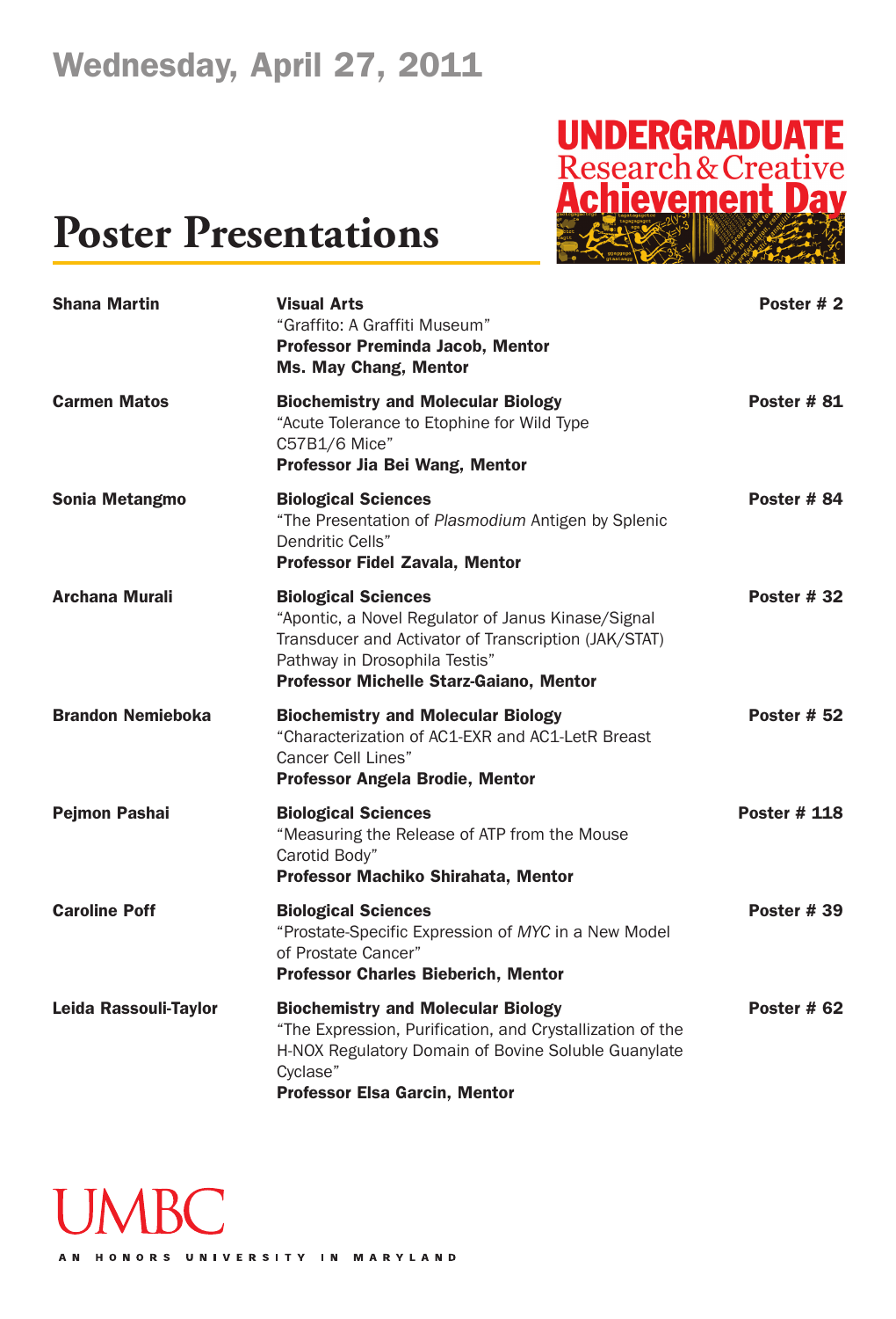# Wednesday, April 27, 2011

## UNDERGRADUATE Research & Creative Achievement Day

# Poster Presentations

| Presenter | Details | Poster |
|---|---|---|
| **Shana Martin** | **Visual Arts**<br>"Graffito: A Graffiti Museum"<br>**Professor Preminda Jacob, Mentor**<br>**Ms. May Chang, Mentor** | **Poster # 2** |
| **Carmen Matos** | **Biochemistry and Molecular Biology**<br>"Acute Tolerance to Etophine for Wild Type C57B1/6 Mice"<br>**Professor Jia Bei Wang, Mentor** | **Poster # 81** |
| **Sonia Metangmo** | **Biological Sciences**<br>"The Presentation of *Plasmodium* Antigen by Splenic Dendritic Cells"<br>**Professor Fidel Zavala, Mentor** | **Poster # 84** |
| **Archana Murali** | **Biological Sciences**<br>"Apontic, a Novel Regulator of Janus Kinase/Signal Transducer and Activator of Transcription (JAK/STAT) Pathway in Drosophila Testis"<br>**Professor Michelle Starz-Gaiano, Mentor** | **Poster # 32** |
| **Brandon Nemieboka** | **Biochemistry and Molecular Biology**<br>"Characterization of AC1-EXR and AC1-LetR Breast Cancer Cell Lines"<br>**Professor Angela Brodie, Mentor** | **Poster # 52** |
| **Pejmon Pashai** | **Biological Sciences**<br>"Measuring the Release of ATP from the Mouse Carotid Body"<br>**Professor Machiko Shirahata, Mentor** | **Poster # 118** |
| **Caroline Poff** | **Biological Sciences**<br>"Prostate-Specific Expression of *MYC* in a New Model of Prostate Cancer"<br>**Professor Charles Bieberich, Mentor** | **Poster # 39** |
| **Leida Rassouli-Taylor** | **Biochemistry and Molecular Biology**<br>"The Expression, Purification, and Crystallization of the H-NOX Regulatory Domain of Bovine Soluble Guanylate Cyclase"<br>**Professor Elsa Garcin, Mentor** | **Poster # 62** |

UMBC

AN HONORS UNIVERSITY IN MARYLAND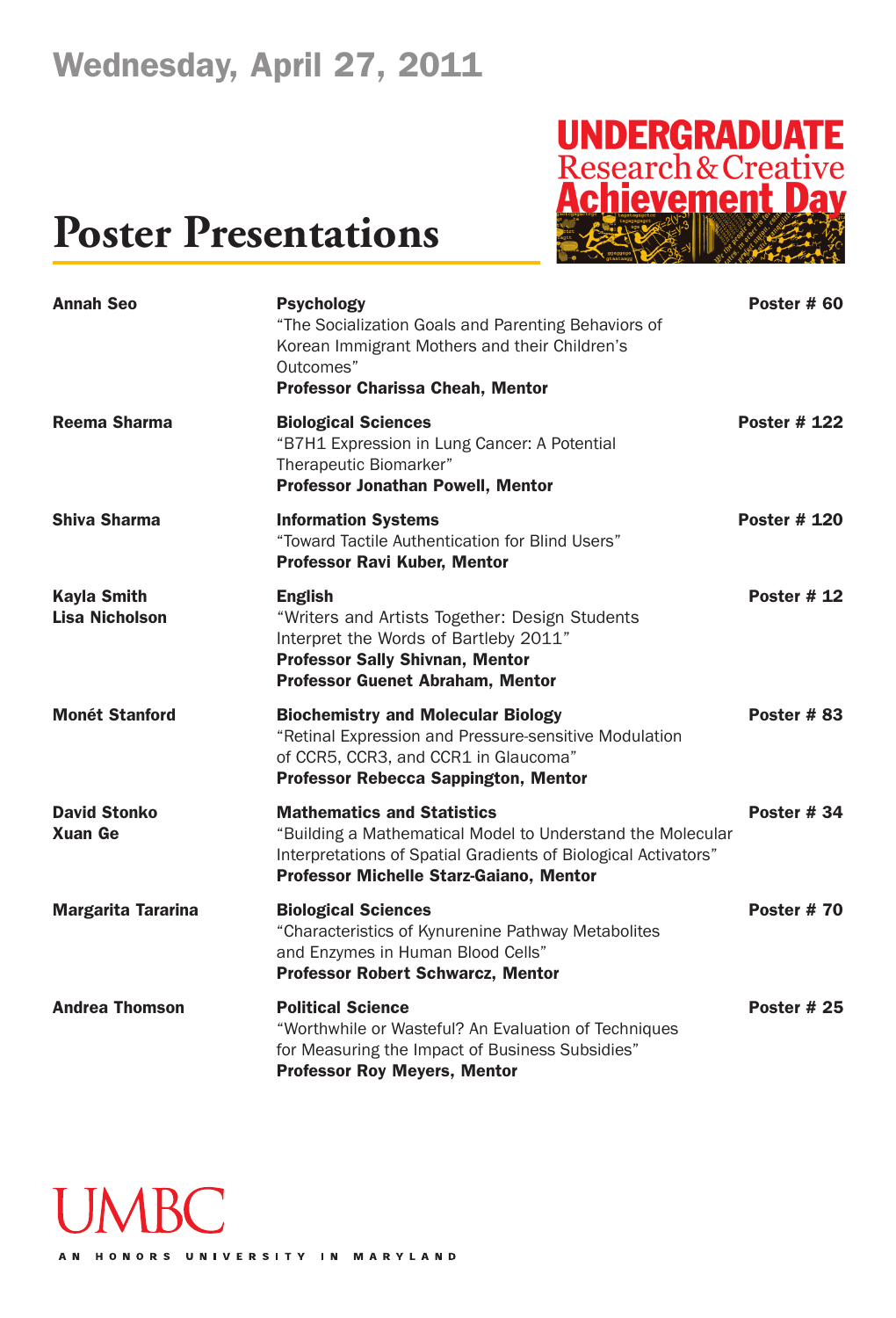# Wednesday, April 27, 2011

UNDERGRADUATE Research & Creative Achievement Day

## Poster Presentations

| | | |
|---|---|---|
| **Annah Seo** | **Psychology**<br>"The Socialization Goals and Parenting Behaviors of Korean Immigrant Mothers and their Children's Outcomes"<br>**Professor Charissa Cheah, Mentor** | **Poster # 60** |
| **Reema Sharma** | **Biological Sciences**<br>"B7H1 Expression in Lung Cancer: A Potential Therapeutic Biomarker"<br>**Professor Jonathan Powell, Mentor** | **Poster # 122** |
| **Shiva Sharma** | **Information Systems**<br>"Toward Tactile Authentication for Blind Users"<br>**Professor Ravi Kuber, Mentor** | **Poster # 120** |
| **Kayla Smith**<br>**Lisa Nicholson** | **English**<br>"Writers and Artists Together: Design Students Interpret the Words of Bartleby 2011"<br>**Professor Sally Shivnan, Mentor**<br>**Professor Guenet Abraham, Mentor** | **Poster # 12** |
| **Monét Stanford** | **Biochemistry and Molecular Biology**<br>"Retinal Expression and Pressure-sensitive Modulation of CCR5, CCR3, and CCR1 in Glaucoma"<br>**Professor Rebecca Sappington, Mentor** | **Poster # 83** |
| **David Stonko**<br>**Xuan Ge** | **Mathematics and Statistics**<br>"Building a Mathematical Model to Understand the Molecular Interpretations of Spatial Gradients of Biological Activators"<br>**Professor Michelle Starz-Gaiano, Mentor** | **Poster # 34** |
| **Margarita Tararina** | **Biological Sciences**<br>"Characteristics of Kynurenine Pathway Metabolites and Enzymes in Human Blood Cells"<br>**Professor Robert Schwarcz, Mentor** | **Poster # 70** |
| **Andrea Thomson** | **Political Science**<br>"Worthwhile or Wasteful? An Evaluation of Techniques for Measuring the Impact of Business Subsidies"<br>**Professor Roy Meyers, Mentor** | **Poster # 25** |

UMBC

AN HONORS UNIVERSITY IN MARYLAND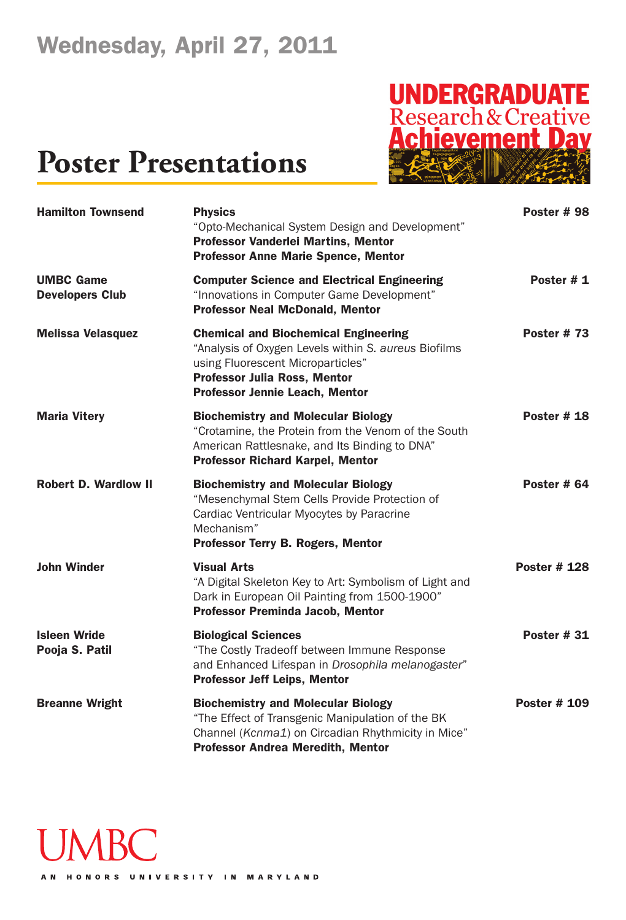Wednesday, April 27, 2011

# Poster Presentations

UNDERGRADUATE Research & Creative Achievement Day

**Hamilton Townsend**
**Physics**
"Opto-Mechanical System Design and Development"
**Professor Vanderlei Martins, Mentor**
**Professor Anne Marie Spence, Mentor**
**Poster # 98**

**UMBC Game Developers Club**
**Computer Science and Electrical Engineering**
"Innovations in Computer Game Development"
**Professor Neal McDonald, Mentor**
**Poster # 1**

**Melissa Velasquez**
**Chemical and Biochemical Engineering**
"Analysis of Oxygen Levels within *S. aureus* Biofilms using Fluorescent Microparticles"
**Professor Julia Ross, Mentor**
**Professor Jennie Leach, Mentor**
**Poster # 73**

**Maria Vitery**
**Biochemistry and Molecular Biology**
"Crotamine, the Protein from the Venom of the South American Rattlesnake, and Its Binding to DNA"
**Professor Richard Karpel, Mentor**
**Poster # 18**

**Robert D. Wardlow II**
**Biochemistry and Molecular Biology**
"Mesenchymal Stem Cells Provide Protection of Cardiac Ventricular Myocytes by Paracrine Mechanism"
**Professor Terry B. Rogers, Mentor**
**Poster # 64**

**John Winder**
**Visual Arts**
"A Digital Skeleton Key to Art: Symbolism of Light and Dark in European Oil Painting from 1500-1900"
**Professor Preminda Jacob, Mentor**
**Poster # 128**

**Isleen Wride**
**Pooja S. Patil**
**Biological Sciences**
"The Costly Tradeoff between Immune Response and Enhanced Lifespan in *Drosophila melanogaster*"
**Professor Jeff Leips, Mentor**
**Poster # 31**

**Breanne Wright**
**Biochemistry and Molecular Biology**
"The Effect of Transgenic Manipulation of the BK Channel (*Kcnma1*) on Circadian Rhythmicity in Mice"
**Professor Andrea Meredith, Mentor**
**Poster # 109**

UMBC
AN HONORS UNIVERSITY IN MARYLAND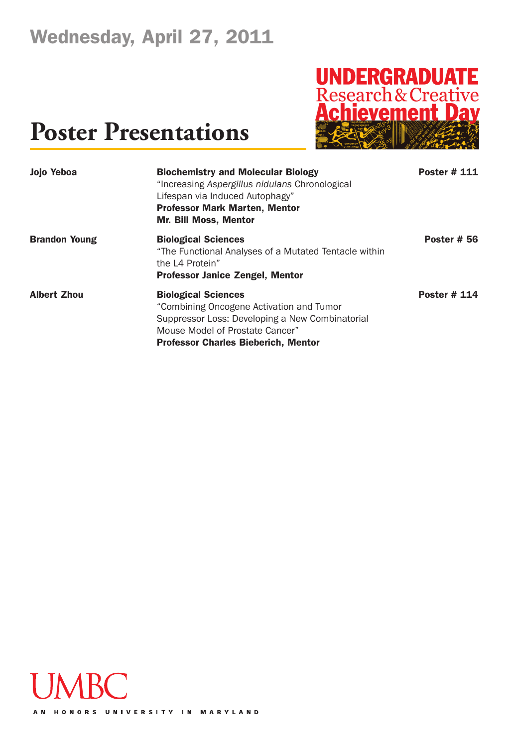Wednesday, April 27, 2011

UNDERGRADUATE Research & Creative Achievement Day

# Poster Presentations

**Jojo Yeboa**
**Biochemistry and Molecular Biology**
"Increasing *Aspergillus nidulans* Chronological Lifespan via Induced Autophagy"
**Professor Mark Marten, Mentor**
**Mr. Bill Moss, Mentor**
**Poster # 111**

**Brandon Young**
**Biological Sciences**
"The Functional Analyses of a Mutated Tentacle within the L4 Protein"
**Professor Janice Zengel, Mentor**
**Poster # 56**

**Albert Zhou**
**Biological Sciences**
"Combining Oncogene Activation and Tumor Suppressor Loss: Developing a New Combinatorial Mouse Model of Prostate Cancer"
**Professor Charles Bieberich, Mentor**
**Poster # 114**

UMBC
AN HONORS UNIVERSITY IN MARYLAND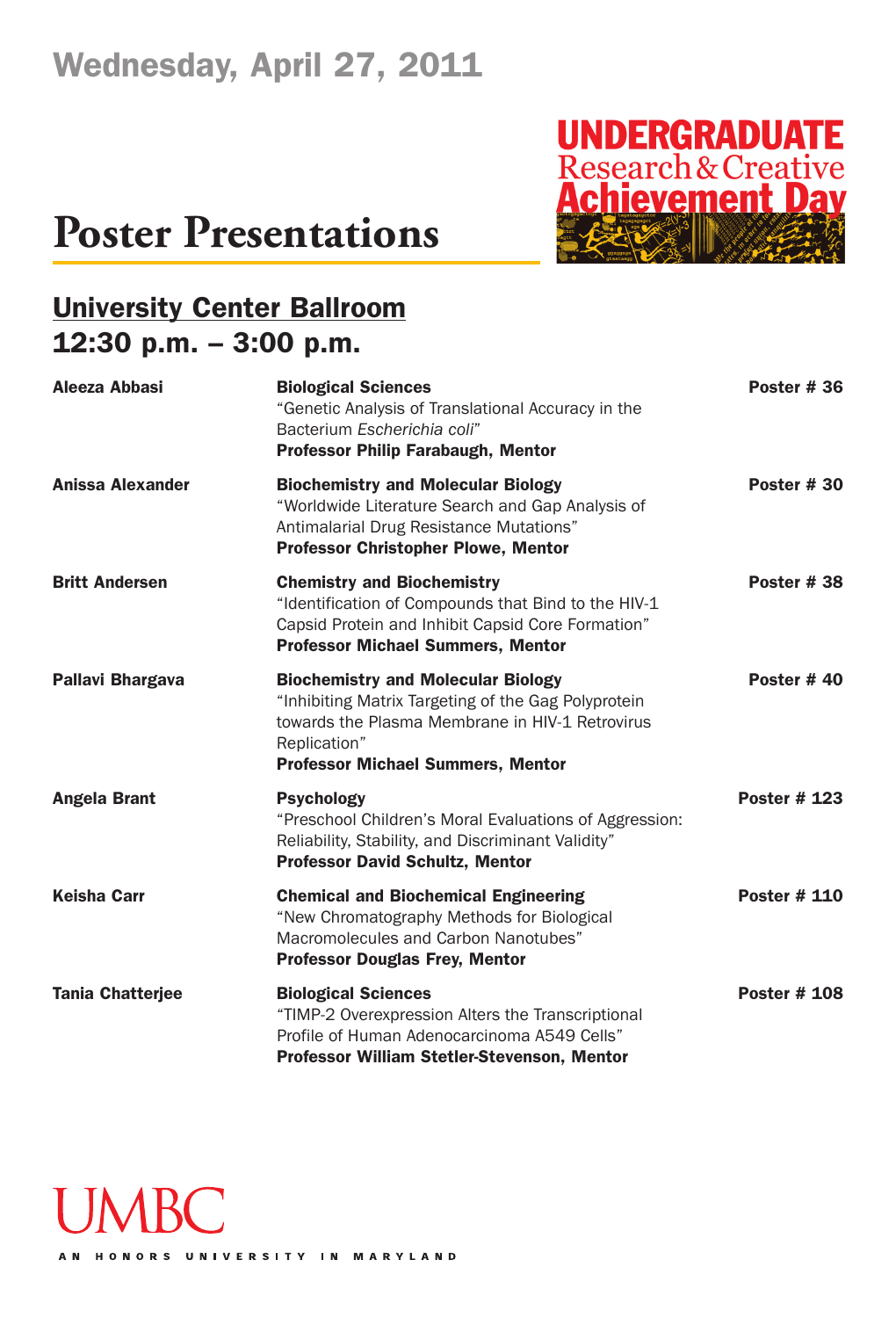Wednesday, April 27, 2011

UNDERGRADUATE Research & Creative Achievement Day

# Poster Presentations

## University Center Ballroom
## 12:30 p.m. – 3:00 p.m.

**Aleeza Abbasi** — **Biological Sciences** — **Poster # 36**
"Genetic Analysis of Translational Accuracy in the Bacterium *Escherichia coli*"
**Professor Philip Farabaugh, Mentor**

**Anissa Alexander** — **Biochemistry and Molecular Biology** — **Poster # 30**
"Worldwide Literature Search and Gap Analysis of Antimalarial Drug Resistance Mutations"
**Professor Christopher Plowe, Mentor**

**Britt Andersen** — **Chemistry and Biochemistry** — **Poster # 38**
"Identification of Compounds that Bind to the HIV-1 Capsid Protein and Inhibit Capsid Core Formation"
**Professor Michael Summers, Mentor**

**Pallavi Bhargava** — **Biochemistry and Molecular Biology** — **Poster # 40**
"Inhibiting Matrix Targeting of the Gag Polyprotein towards the Plasma Membrane in HIV-1 Retrovirus Replication"
**Professor Michael Summers, Mentor**

**Angela Brant** — **Psychology** — **Poster # 123**
"Preschool Children's Moral Evaluations of Aggression: Reliability, Stability, and Discriminant Validity"
**Professor David Schultz, Mentor**

**Keisha Carr** — **Chemical and Biochemical Engineering** — **Poster # 110**
"New Chromatography Methods for Biological Macromolecules and Carbon Nanotubes"
**Professor Douglas Frey, Mentor**

**Tania Chatterjee** — **Biological Sciences** — **Poster # 108**
"TIMP-2 Overexpression Alters the Transcriptional Profile of Human Adenocarcinoma A549 Cells"
**Professor William Stetler-Stevenson, Mentor**

UMBC
AN HONORS UNIVERSITY IN MARYLAND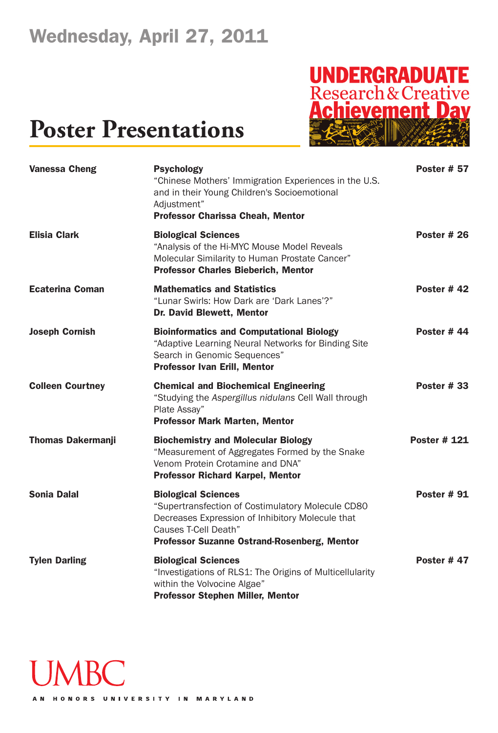# Wednesday, April 27, 2011

## Poster Presentations

UNDERGRADUATE Research & Creative Achievement Day

**Vanessa Cheng**
**Psychology**
"Chinese Mothers' Immigration Experiences in the U.S. and in their Young Children's Socioemotional Adjustment"
**Professor Charissa Cheah, Mentor**
**Poster # 57**

**Elisia Clark**
**Biological Sciences**
"Analysis of the Hi-MYC Mouse Model Reveals Molecular Similarity to Human Prostate Cancer"
**Professor Charles Bieberich, Mentor**
**Poster # 26**

**Ecaterina Coman**
**Mathematics and Statistics**
"Lunar Swirls: How Dark are 'Dark Lanes'?"
**Dr. David Blewett, Mentor**
**Poster # 42**

**Joseph Cornish**
**Bioinformatics and Computational Biology**
"Adaptive Learning Neural Networks for Binding Site Search in Genomic Sequences"
**Professor Ivan Erill, Mentor**
**Poster # 44**

**Colleen Courtney**
**Chemical and Biochemical Engineering**
"Studying the *Aspergillus nidulans* Cell Wall through Plate Assay"
**Professor Mark Marten, Mentor**
**Poster # 33**

**Thomas Dakermanji**
**Biochemistry and Molecular Biology**
"Measurement of Aggregates Formed by the Snake Venom Protein Crotamine and DNA"
**Professor Richard Karpel, Mentor**
**Poster # 121**

**Sonia Dalal**
**Biological Sciences**
"Supertransfection of Costimulatory Molecule CD80 Decreases Expression of Inhibitory Molecule that Causes T-Cell Death"
**Professor Suzanne Ostrand-Rosenberg, Mentor**
**Poster # 91**

**Tylen Darling**
**Biological Sciences**
"Investigations of RLS1: The Origins of Multicellularity within the Volvocine Algae"
**Professor Stephen Miller, Mentor**
**Poster # 47**

UMBC
AN HONORS UNIVERSITY IN MARYLAND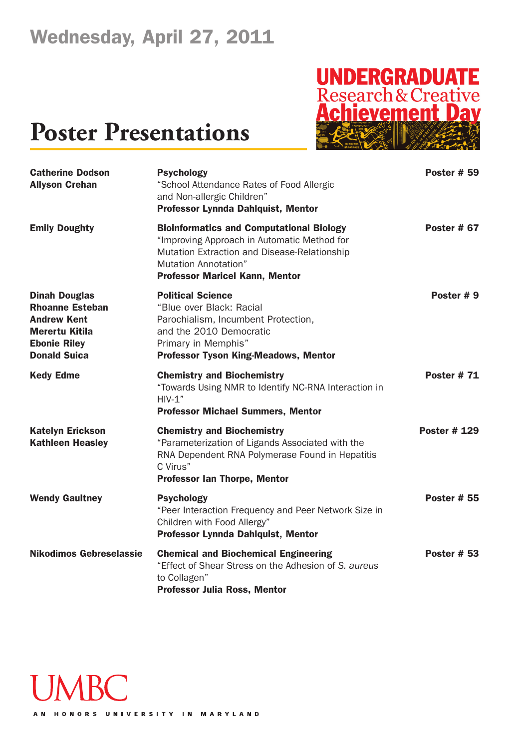Wednesday, April 27, 2011

UNDERGRADUATE Research & Creative Achievement Day

# Poster Presentations

**Catherine Dodson**
**Allyson Crehan**

**Psychology**
"School Attendance Rates of Food Allergic and Non-allergic Children"
**Professor Lynnda Dahlquist, Mentor**

**Poster # 59**

**Emily Doughty**

**Bioinformatics and Computational Biology**
"Improving Approach in Automatic Method for Mutation Extraction and Disease-Relationship Mutation Annotation"
**Professor Maricel Kann, Mentor**

**Poster # 67**

**Dinah Douglas**
**Rhoanne Esteban**
**Andrew Kent**
**Merertu Kitila**
**Ebonie Riley**
**Donald Suica**

**Political Science**
"Blue over Black: Racial Parochialism, Incumbent Protection, and the 2010 Democratic Primary in Memphis"
**Professor Tyson King-Meadows, Mentor**

**Poster # 9**

**Kedy Edme**

**Chemistry and Biochemistry**
"Towards Using NMR to Identify NC-RNA Interaction in HIV-1"
**Professor Michael Summers, Mentor**

**Poster # 71**

**Katelyn Erickson**
**Kathleen Heasley**

**Chemistry and Biochemistry**
"Parameterization of Ligands Associated with the RNA Dependent RNA Polymerase Found in Hepatitis C Virus"
**Professor Ian Thorpe, Mentor**

**Poster # 129**

**Wendy Gaultney**

**Psychology**
"Peer Interaction Frequency and Peer Network Size in Children with Food Allergy"
**Professor Lynnda Dahlquist, Mentor**

**Poster # 55**

**Nikodimos Gebreselassie**

**Chemical and Biochemical Engineering**
"Effect of Shear Stress on the Adhesion of *S. aureus* to Collagen"
**Professor Julia Ross, Mentor**

**Poster # 53**

UMBC
AN HONORS UNIVERSITY IN MARYLAND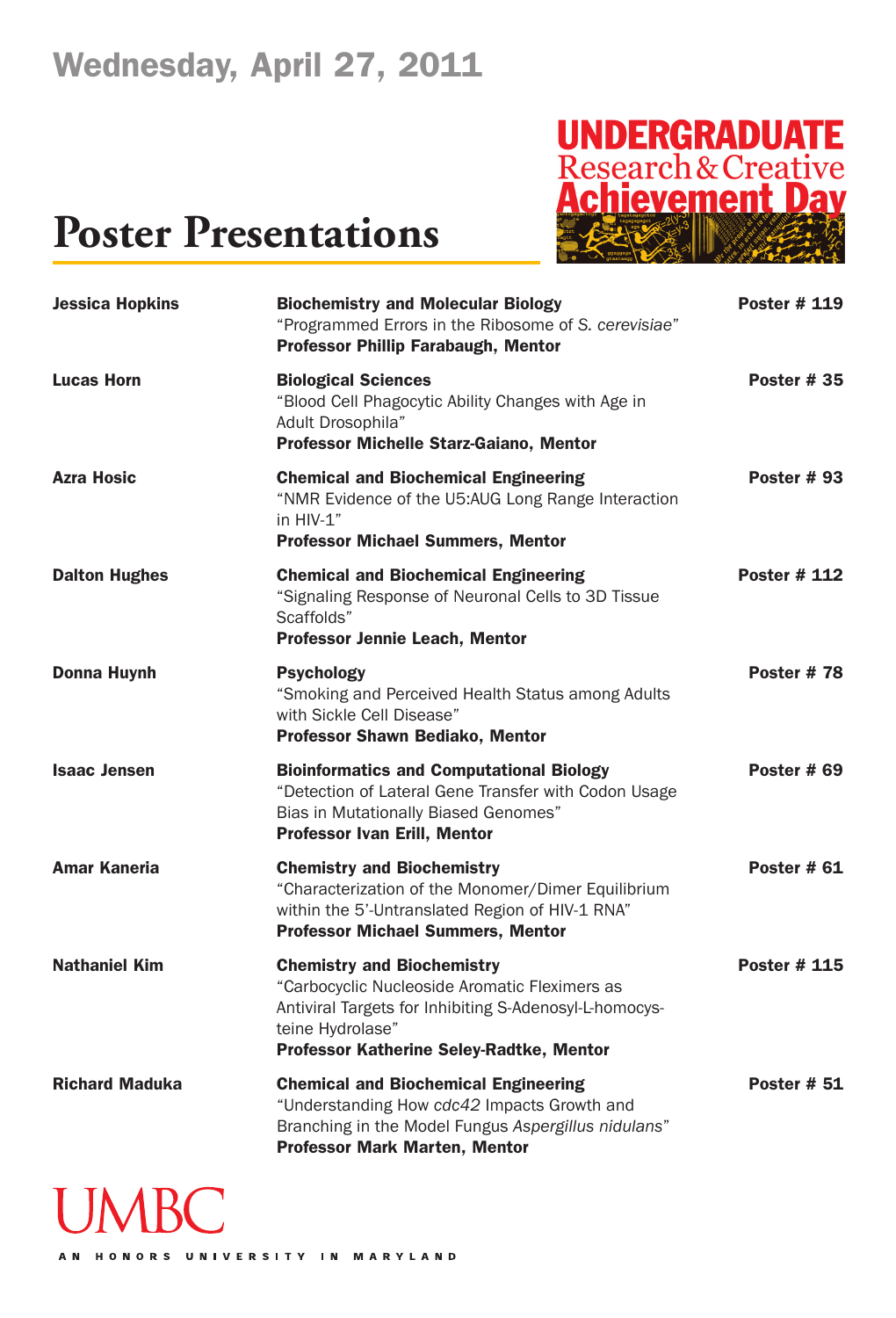# Wednesday, April 27, 2011

UNDERGRADUATE Research & Creative Achievement Day

## Poster Presentations

**Jessica Hopkins**
**Biochemistry and Molecular Biology**
"Programmed Errors in the Ribosome of *S. cerevisiae*"
**Professor Phillip Farabaugh, Mentor**
**Poster # 119**

**Lucas Horn**
**Biological Sciences**
"Blood Cell Phagocytic Ability Changes with Age in Adult Drosophila"
**Professor Michelle Starz-Gaiano, Mentor**
**Poster # 35**

**Azra Hosic**
**Chemical and Biochemical Engineering**
"NMR Evidence of the U5:AUG Long Range Interaction in HIV-1"
**Professor Michael Summers, Mentor**
**Poster # 93**

**Dalton Hughes**
**Chemical and Biochemical Engineering**
"Signaling Response of Neuronal Cells to 3D Tissue Scaffolds"
**Professor Jennie Leach, Mentor**
**Poster # 112**

**Donna Huynh**
**Psychology**
"Smoking and Perceived Health Status among Adults with Sickle Cell Disease"
**Professor Shawn Bediako, Mentor**
**Poster # 78**

**Isaac Jensen**
**Bioinformatics and Computational Biology**
"Detection of Lateral Gene Transfer with Codon Usage Bias in Mutationally Biased Genomes"
**Professor Ivan Erill, Mentor**
**Poster # 69**

**Amar Kaneria**
**Chemistry and Biochemistry**
"Characterization of the Monomer/Dimer Equilibrium within the 5'-Untranslated Region of HIV-1 RNA"
**Professor Michael Summers, Mentor**
**Poster # 61**

**Nathaniel Kim**
**Chemistry and Biochemistry**
"Carbocyclic Nucleoside Aromatic Fleximers as Antiviral Targets for Inhibiting S-Adenosyl-L-homocysteine Hydrolase"
**Professor Katherine Seley-Radtke, Mentor**
**Poster # 115**

**Richard Maduka**
**Chemical and Biochemical Engineering**
"Understanding How *cdc42* Impacts Growth and Branching in the Model Fungus *Aspergillus nidulans*"
**Professor Mark Marten, Mentor**
**Poster # 51**

UMBC
AN HONORS UNIVERSITY IN MARYLAND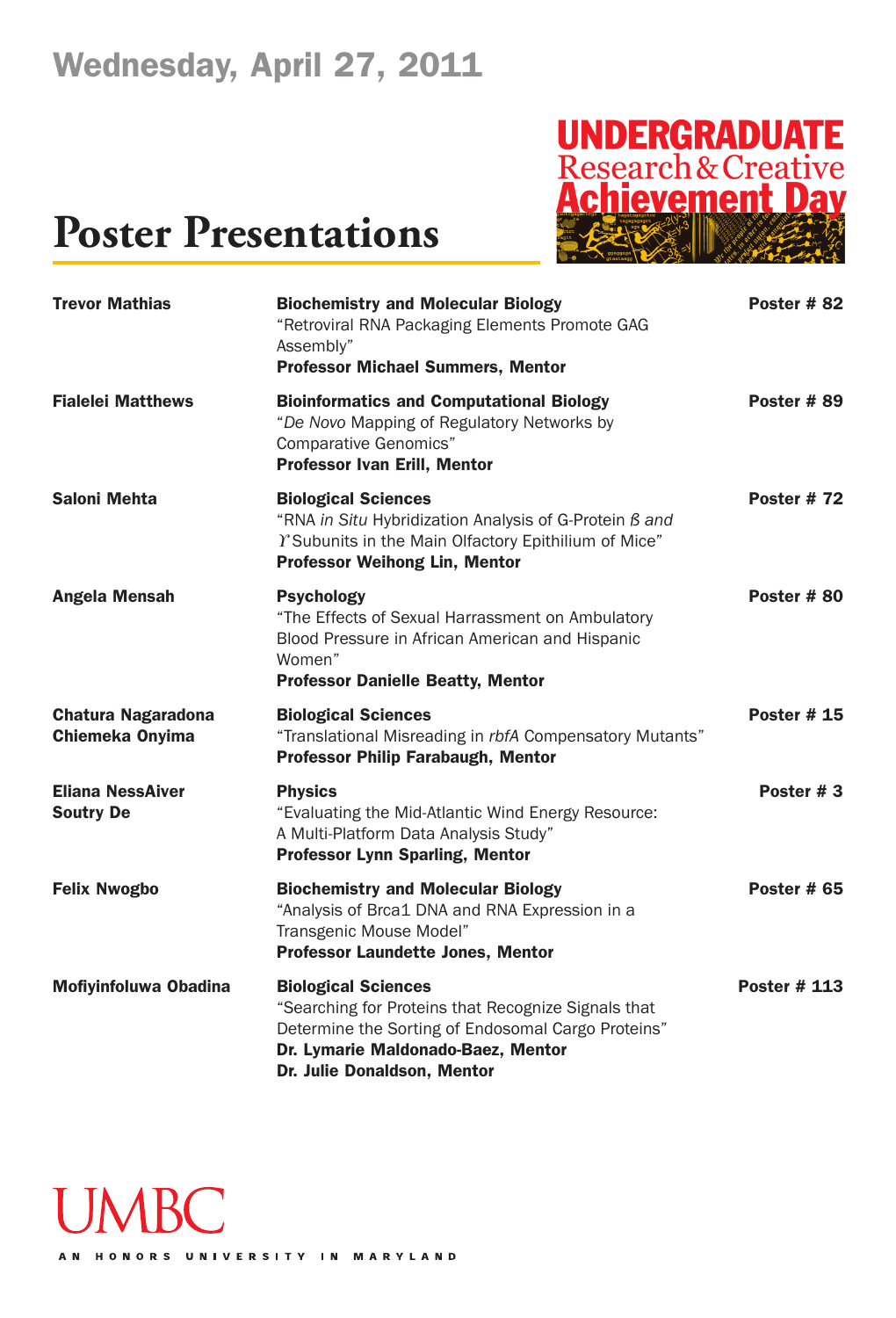Wednesday, April 27, 2011

UNDERGRADUATE Research & Creative Achievement Day

# Poster Presentations

| | | |
|---|---|---|
| **Trevor Mathias** | **Biochemistry and Molecular Biology**<br>"Retroviral RNA Packaging Elements Promote GAG Assembly"<br>**Professor Michael Summers, Mentor** | **Poster # 82** |
| **Fialelei Matthews** | **Bioinformatics and Computational Biology**<br>"*De Novo* Mapping of Regulatory Networks by Comparative Genomics"<br>**Professor Ivan Erill, Mentor** | **Poster # 89** |
| **Saloni Mehta** | **Biological Sciences**<br>"RNA *in Situ* Hybridization Analysis of G-Protein *ß and ϒ* Subunits in the Main Olfactory Epithilium of Mice"<br>**Professor Weihong Lin, Mentor** | **Poster # 72** |
| **Angela Mensah** | **Psychology**<br>"The Effects of Sexual Harrassment on Ambulatory Blood Pressure in African American and Hispanic Women"<br>**Professor Danielle Beatty, Mentor** | **Poster # 80** |
| **Chatura Nagaradona**<br>**Chiemeka Onyima** | **Biological Sciences**<br>"Translational Misreading in *rbfA* Compensatory Mutants"<br>**Professor Philip Farabaugh, Mentor** | **Poster # 15** |
| **Eliana NessAiver**<br>**Soutry De** | **Physics**<br>"Evaluating the Mid-Atlantic Wind Energy Resource: A Multi-Platform Data Analysis Study"<br>**Professor Lynn Sparling, Mentor** | **Poster # 3** |
| **Felix Nwogbo** | **Biochemistry and Molecular Biology**<br>"Analysis of Brca1 DNA and RNA Expression in a Transgenic Mouse Model"<br>**Professor Laundette Jones, Mentor** | **Poster # 65** |
| **Mofiyinfoluwa Obadina** | **Biological Sciences**<br>"Searching for Proteins that Recognize Signals that Determine the Sorting of Endosomal Cargo Proteins"<br>**Dr. Lymarie Maldonado-Baez, Mentor**<br>**Dr. Julie Donaldson, Mentor** | **Poster # 113** |

UMBC

AN HONORS UNIVERSITY IN MARYLAND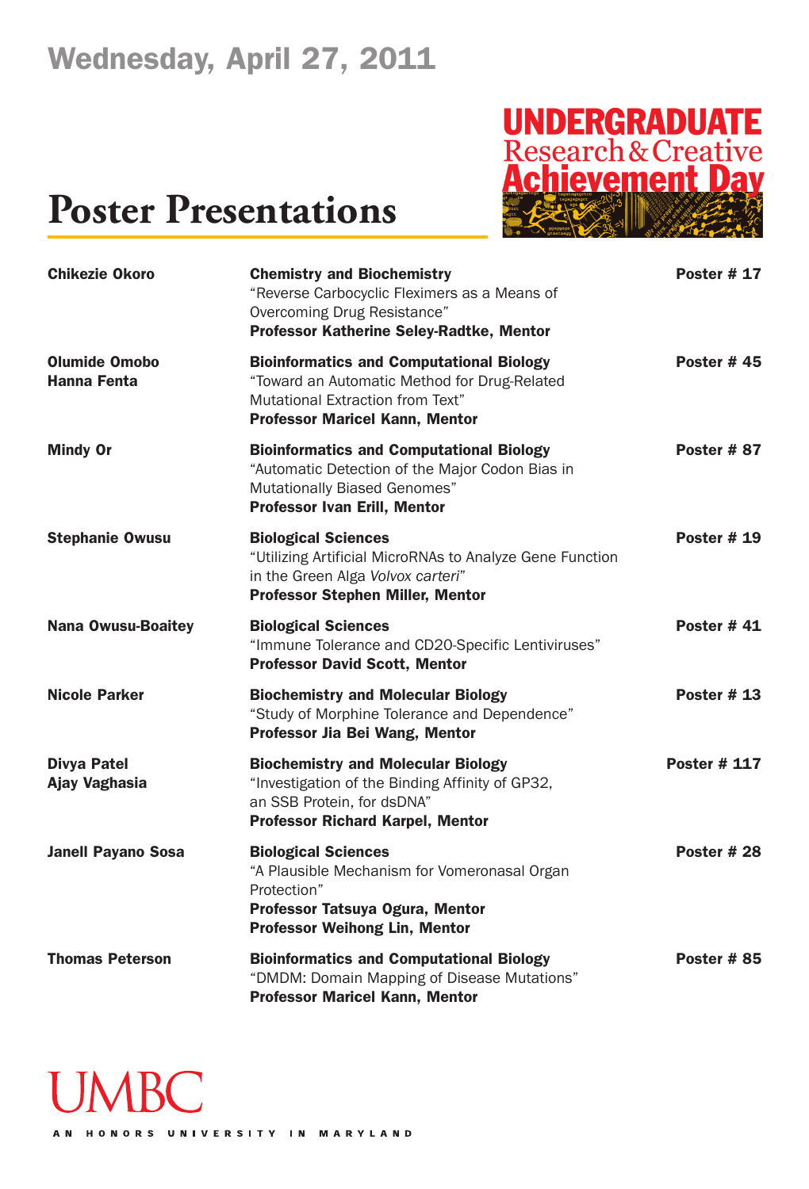# Wednesday, April 27, 2011

# Poster Presentations

**UNDERGRADUATE Research & Creative Achievement Day**

| | | |
|---|---|---|
| **Chikezie Okoro** | **Chemistry and Biochemistry**<br>"Reverse Carbocyclic Fleximers as a Means of Overcoming Drug Resistance"<br>**Professor Katherine Seley-Radtke, Mentor** | **Poster # 17** |
| **Olumide Omobo**<br>**Hanna Fenta** | **Bioinformatics and Computational Biology**<br>"Toward an Automatic Method for Drug-Related Mutational Extraction from Text"<br>**Professor Maricel Kann, Mentor** | **Poster # 45** |
| **Mindy Or** | **Bioinformatics and Computational Biology**<br>"Automatic Detection of the Major Codon Bias in Mutationally Biased Genomes"<br>**Professor Ivan Erill, Mentor** | **Poster # 87** |
| **Stephanie Owusu** | **Biological Sciences**<br>"Utilizing Artificial MicroRNAs to Analyze Gene Function in the Green Alga *Volvox carteri*"<br>**Professor Stephen Miller, Mentor** | **Poster # 19** |
| **Nana Owusu-Boaitey** | **Biological Sciences**<br>"Immune Tolerance and CD20-Specific Lentiviruses"<br>**Professor David Scott, Mentor** | **Poster # 41** |
| **Nicole Parker** | **Biochemistry and Molecular Biology**<br>"Study of Morphine Tolerance and Dependence"<br>**Professor Jia Bei Wang, Mentor** | **Poster # 13** |
| **Divya Patel**<br>**Ajay Vaghasia** | **Biochemistry and Molecular Biology**<br>"Investigation of the Binding Affinity of GP32, an SSB Protein, for dsDNA"<br>**Professor Richard Karpel, Mentor** | **Poster # 117** |
| **Janell Payano Sosa** | **Biological Sciences**<br>"A Plausible Mechanism for Vomeronasal Organ Protection"<br>**Professor Tatsuya Ogura, Mentor**<br>**Professor Weihong Lin, Mentor** | **Poster # 28** |
| **Thomas Peterson** | **Bioinformatics and Computational Biology**<br>"DMDM: Domain Mapping of Disease Mutations"<br>**Professor Maricel Kann, Mentor** | **Poster # 85** |

UMBC

AN HONORS UNIVERSITY IN MARYLAND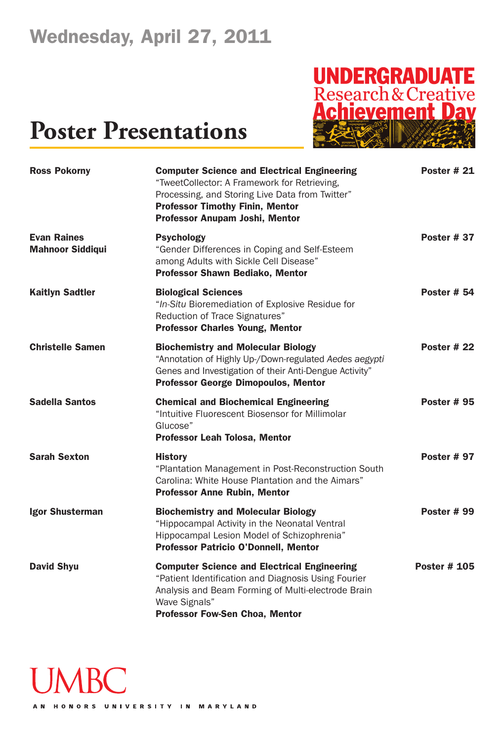Wednesday, April 27, 2011

# Poster Presentations

UNDERGRADUATE Research & Creative Achievement Day

| Presenter(s) | Project | Poster |
| --- | --- | --- |
| **Ross Pokorny** | **Computer Science and Electrical Engineering**<br>"TweetCollector: A Framework for Retrieving, Processing, and Storing Live Data from Twitter"<br>**Professor Timothy Finin, Mentor**<br>**Professor Anupam Joshi, Mentor** | **Poster # 21** |
| **Evan Raines**<br>**Mahnoor Siddiqui** | **Psychology**<br>"Gender Differences in Coping and Self-Esteem among Adults with Sickle Cell Disease"<br>**Professor Shawn Bediako, Mentor** | **Poster # 37** |
| **Kaitlyn Sadtler** | **Biological Sciences**<br>"*In-Situ* Bioremediation of Explosive Residue for Reduction of Trace Signatures"<br>**Professor Charles Young, Mentor** | **Poster # 54** |
| **Christelle Samen** | **Biochemistry and Molecular Biology**<br>"Annotation of Highly Up-/Down-regulated *Aedes aegypti* Genes and Investigation of their Anti-Dengue Activity"<br>**Professor George Dimopoulos, Mentor** | **Poster # 22** |
| **Sadella Santos** | **Chemical and Biochemical Engineering**<br>"Intuitive Fluorescent Biosensor for Millimolar Glucose"<br>**Professor Leah Tolosa, Mentor** | **Poster # 95** |
| **Sarah Sexton** | **History**<br>"Plantation Management in Post-Reconstruction South Carolina: White House Plantation and the Aimars"<br>**Professor Anne Rubin, Mentor** | **Poster # 97** |
| **Igor Shusterman** | **Biochemistry and Molecular Biology**<br>"Hippocampal Activity in the Neonatal Ventral Hippocampal Lesion Model of Schizophrenia"<br>**Professor Patricio O'Donnell, Mentor** | **Poster # 99** |
| **David Shyu** | **Computer Science and Electrical Engineering**<br>"Patient Identification and Diagnosis Using Fourier Analysis and Beam Forming of Multi-electrode Brain Wave Signals"<br>**Professor Fow-Sen Choa, Mentor** | **Poster # 105** |

UMBC

AN HONORS UNIVERSITY IN MARYLAND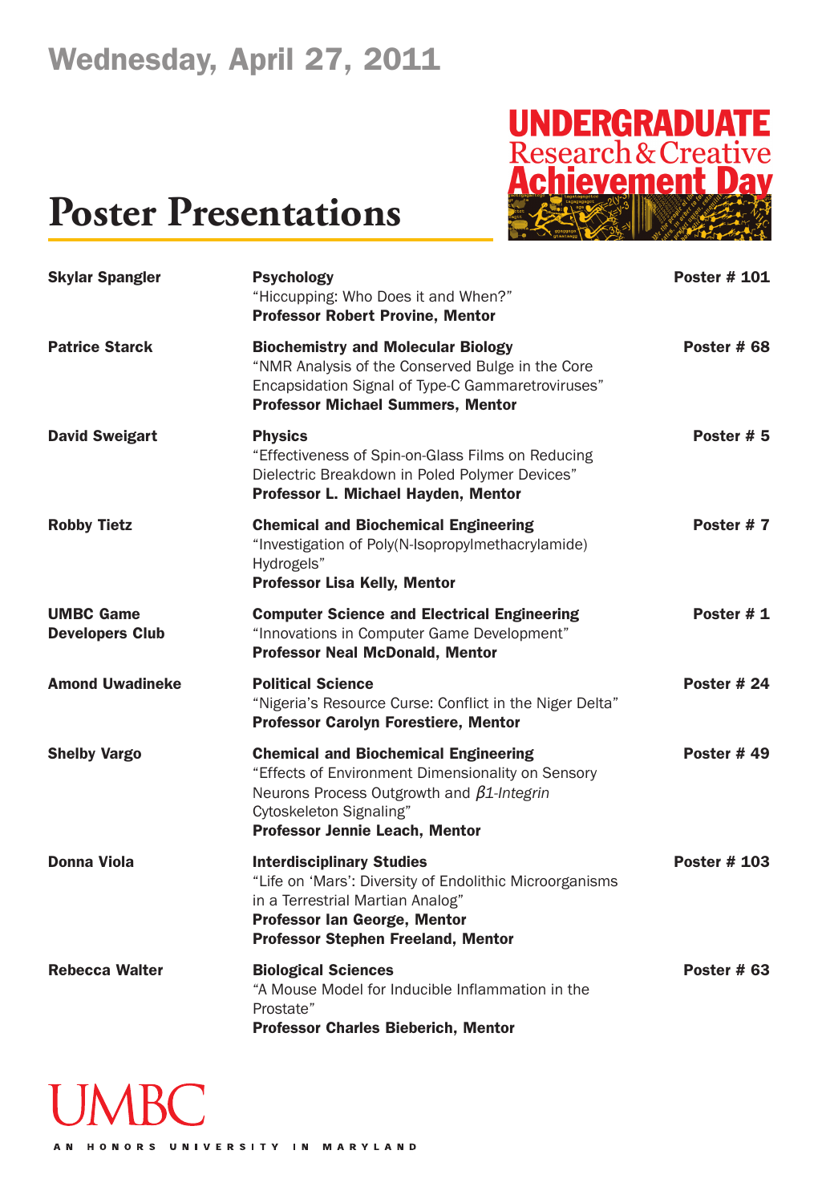Wednesday, April 27, 2011

UNDERGRADUATE Research & Creative Achievement Day

# Poster Presentations

| | | |
|---|---|---|
| **Skylar Spangler** | **Psychology**<br>"Hiccupping: Who Does it and When?"<br>**Professor Robert Provine, Mentor** | **Poster # 101** |
| **Patrice Starck** | **Biochemistry and Molecular Biology**<br>"NMR Analysis of the Conserved Bulge in the Core Encapsidation Signal of Type-C Gammaretroviruses"<br>**Professor Michael Summers, Mentor** | **Poster # 68** |
| **David Sweigart** | **Physics**<br>"Effectiveness of Spin-on-Glass Films on Reducing Dielectric Breakdown in Poled Polymer Devices"<br>**Professor L. Michael Hayden, Mentor** | **Poster # 5** |
| **Robby Tietz** | **Chemical and Biochemical Engineering**<br>"Investigation of Poly(N-Isopropylmethacrylamide) Hydrogels"<br>**Professor Lisa Kelly, Mentor** | **Poster # 7** |
| **UMBC Game Developers Club** | **Computer Science and Electrical Engineering**<br>"Innovations in Computer Game Development"<br>**Professor Neal McDonald, Mentor** | **Poster # 1** |
| **Amond Uwadineke** | **Political Science**<br>"Nigeria's Resource Curse: Conflict in the Niger Delta"<br>**Professor Carolyn Forestiere, Mentor** | **Poster # 24** |
| **Shelby Vargo** | **Chemical and Biochemical Engineering**<br>"Effects of Environment Dimensionality on Sensory Neurons Process Outgrowth and *β1-Integrin* Cytoskeleton Signaling"<br>**Professor Jennie Leach, Mentor** | **Poster # 49** |
| **Donna Viola** | **Interdisciplinary Studies**<br>"Life on 'Mars': Diversity of Endolithic Microorganisms in a Terrestrial Martian Analog"<br>**Professor Ian George, Mentor**<br>**Professor Stephen Freeland, Mentor** | **Poster # 103** |
| **Rebecca Walter** | **Biological Sciences**<br>"A Mouse Model for Inducible Inflammation in the Prostate"<br>**Professor Charles Bieberich, Mentor** | **Poster # 63** |

UMBC

AN HONORS UNIVERSITY IN MARYLAND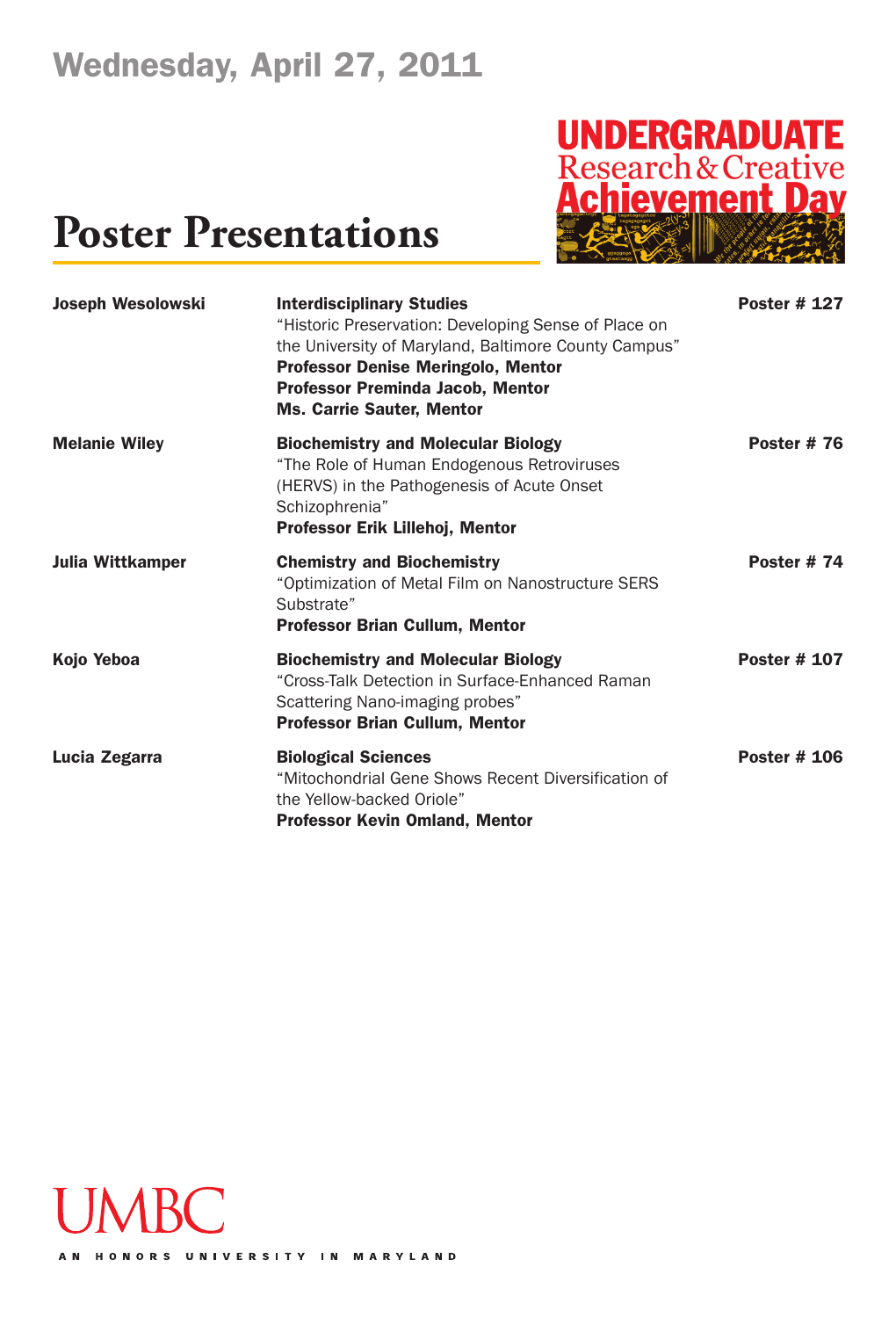Wednesday, April 27, 2011

# Poster Presentations

UNDERGRADUATE Research & Creative Achievement Day

**Joseph Wesolowski**
**Interdisciplinary Studies**
"Historic Preservation: Developing Sense of Place on the University of Maryland, Baltimore County Campus"
**Professor Denise Meringolo, Mentor**
**Professor Preminda Jacob, Mentor**
**Ms. Carrie Sauter, Mentor**
**Poster # 127**

**Melanie Wiley**
**Biochemistry and Molecular Biology**
"The Role of Human Endogenous Retroviruses (HERVS) in the Pathogenesis of Acute Onset Schizophrenia"
**Professor Erik Lillehoj, Mentor**
**Poster # 76**

**Julia Wittkamper**
**Chemistry and Biochemistry**
"Optimization of Metal Film on Nanostructure SERS Substrate"
**Professor Brian Cullum, Mentor**
**Poster # 74**

**Kojo Yeboa**
**Biochemistry and Molecular Biology**
"Cross-Talk Detection in Surface-Enhanced Raman Scattering Nano-imaging probes"
**Professor Brian Cullum, Mentor**
**Poster # 107**

**Lucia Zegarra**
**Biological Sciences**
"Mitochondrial Gene Shows Recent Diversification of the Yellow-backed Oriole"
**Professor Kevin Omland, Mentor**
**Poster # 106**

UMBC
AN HONORS UNIVERSITY IN MARYLAND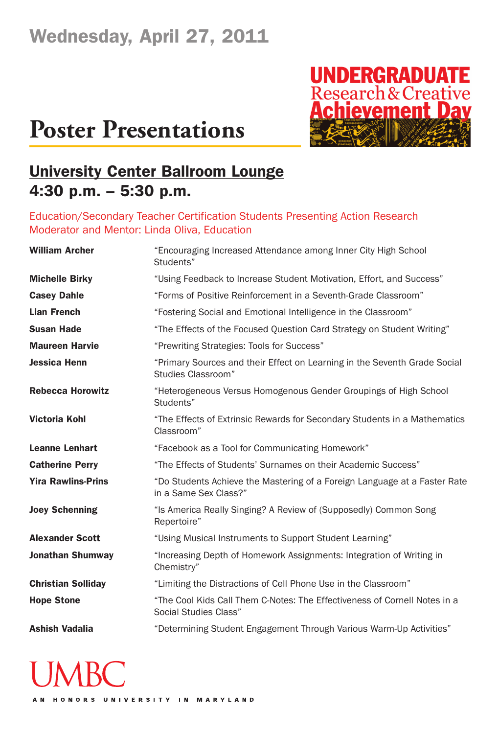# Wednesday, April 27, 2011

UNDERGRADUATE Research & Creative Achievement Day

# Poster Presentations

## University Center Ballroom Lounge
## 4:30 p.m. – 5:30 p.m.

Education/Secondary Teacher Certification Students Presenting Action Research
Moderator and Mentor: Linda Oliva, Education

| | |
|---|---|
| **William Archer** | "Encouraging Increased Attendance among Inner City High School Students" |
| **Michelle Birky** | "Using Feedback to Increase Student Motivation, Effort, and Success" |
| **Casey Dahle** | "Forms of Positive Reinforcement in a Seventh-Grade Classroom" |
| **Lian French** | "Fostering Social and Emotional Intelligence in the Classroom" |
| **Susan Hade** | "The Effects of the Focused Question Card Strategy on Student Writing" |
| **Maureen Harvie** | "Prewriting Strategies: Tools for Success" |
| **Jessica Henn** | "Primary Sources and their Effect on Learning in the Seventh Grade Social Studies Classroom" |
| **Rebecca Horowitz** | "Heterogeneous Versus Homogenous Gender Groupings of High School Students" |
| **Victoria Kohl** | "The Effects of Extrinsic Rewards for Secondary Students in a Mathematics Classroom" |
| **Leanne Lenhart** | "Facebook as a Tool for Communicating Homework" |
| **Catherine Perry** | "The Effects of Students' Surnames on their Academic Success" |
| **Yira Rawlins-Prins** | "Do Students Achieve the Mastering of a Foreign Language at a Faster Rate in a Same Sex Class?" |
| **Joey Schenning** | "Is America Really Singing? A Review of (Supposedly) Common Song Repertoire" |
| **Alexander Scott** | "Using Musical Instruments to Support Student Learning" |
| **Jonathan Shumway** | "Increasing Depth of Homework Assignments: Integration of Writing in Chemistry" |
| **Christian Solliday** | "Limiting the Distractions of Cell Phone Use in the Classroom" |
| **Hope Stone** | "The Cool Kids Call Them C-Notes: The Effectiveness of Cornell Notes in a Social Studies Class" |
| **Ashish Vadalia** | "Determining Student Engagement Through Various Warm-Up Activities" |

UMBC
AN HONORS UNIVERSITY IN MARYLAND